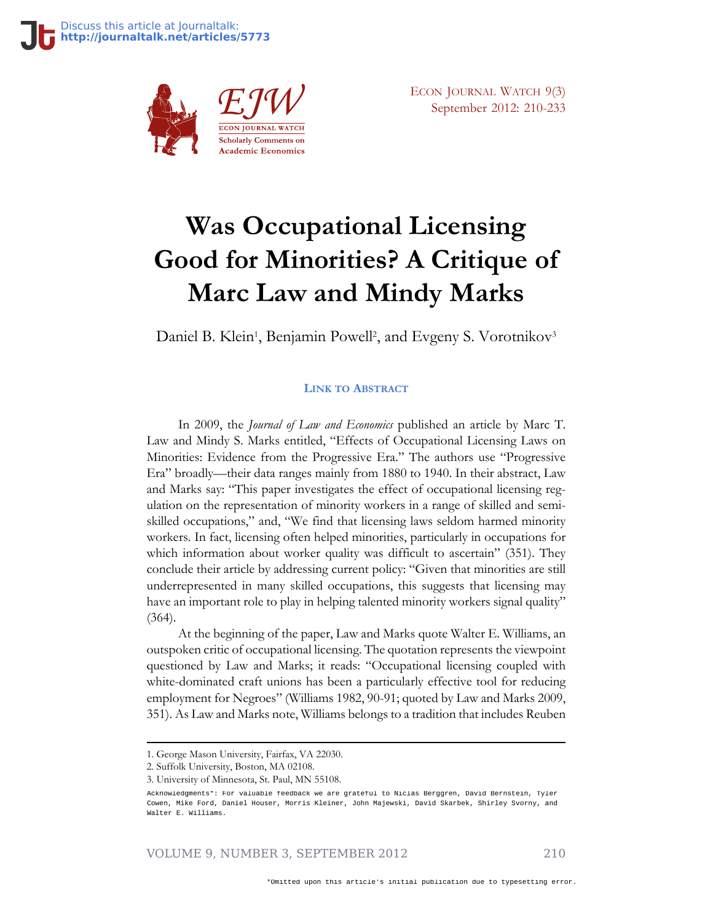# Was Occupational Licensing Good for Minorities? A Critique of Marc Law and Mindy Marks

Daniel B. Klein[1], Benjamin Powell[2], and Evgeny S. Vorotnikov[3]

**Link to Abstract**

In 2009, the *Journal of Law and Economics* published an article by Marc T. Law and Mindy S. Marks entitled, "Effects of Occupational Licensing Laws on Minorities: Evidence from the Progressive Era." The authors use "Progressive Era" broadly—their data ranges mainly from 1880 to 1940. In their abstract, Law and Marks say: "This paper investigates the effect of occupational licensing regulation on the representation of minority workers in a range of skilled and semi-skilled occupations," and, "We find that licensing laws seldom harmed minority workers. In fact, licensing often helped minorities, particularly in occupations for which information about worker quality was difficult to ascertain" (351). They conclude their article by addressing current policy: "Given that minorities are still underrepresented in many skilled occupations, this suggests that licensing may have an important role to play in helping talented minority workers signal quality" (364).

At the beginning of the paper, Law and Marks quote Walter E. Williams, an outspoken critic of occupational licensing. The quotation represents the viewpoint questioned by Law and Marks; it reads: "Occupational licensing coupled with white-dominated craft unions has been a particularly effective tool for reducing employment for Negroes" (Williams 1982, 90-91; quoted by Law and Marks 2009, 351). As Law and Marks note, Williams belongs to a tradition that includes Reuben

---

1. George Mason University, Fairfax, VA 22030.

2. Suffolk University, Boston, MA 02108.

3. University of Minnesota, St. Paul, MN 55108.

Acknowledgments*: For valuable feedback we are grateful to Niclas Berggren, David Bernstein, Tyler Cowen, Mike Ford, Daniel Houser, Morris Kleiner, John Majewski, Daniel Skarbek, Shirley Svorny, and Walter E. Williams.

*Omitted upon this article's initial publication due to typesetting error.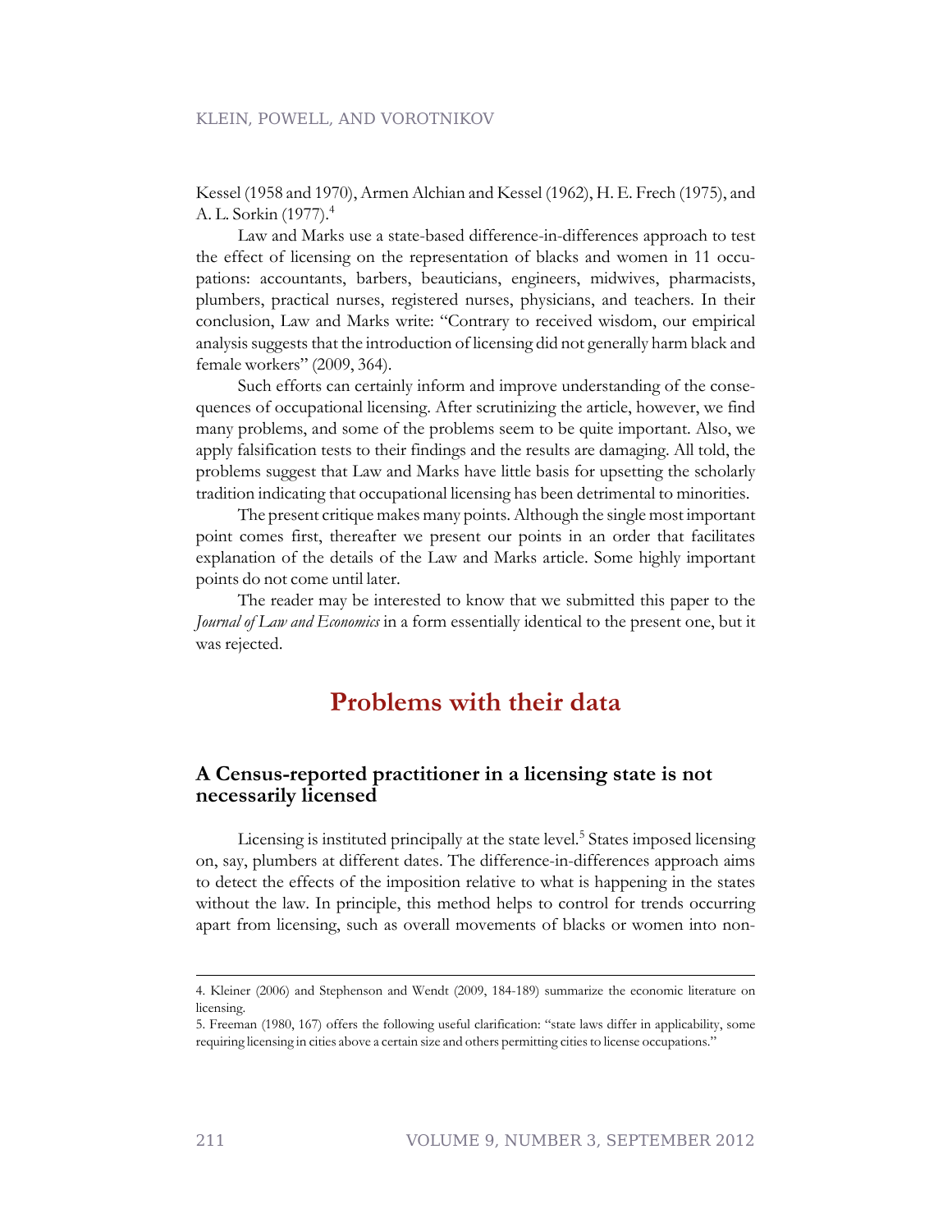Kessel (1958 and 1970), Armen Alchian and Kessel (1962), H. E. Frech (1975), and A. L. Sorkin (1977).[4]

Law and Marks use a state-based difference-in-differences approach to test the effect of licensing on the representation of blacks and women in 11 occupations: accountants, barbers, beauticians, engineers, midwives, pharmacists, plumbers, practical nurses, registered nurses, physicians, and teachers. In their conclusion, Law and Marks write: "Contrary to received wisdom, our empirical analysis suggests that the introduction of licensing did not generally harm black and female workers" (2009, 364).

Such efforts can certainly inform and improve understanding of the consequences of occupational licensing. After scrutinizing the article, however, we find many problems, and some of the problems seem to be quite important. Also, we apply falsification tests to their findings and the results are damaging. All told, the problems suggest that Law and Marks have little basis for upsetting the scholarly tradition indicating that occupational licensing has been detrimental to minorities.

The present critique makes many points. Although the single most important point comes first, thereafter we present our points in an order that facilitates explanation of the details of the Law and Marks article. Some highly important points do not come until later.

The reader may be interested to know that we submitted this paper to the *Journal of Law and Economics* in a form essentially identical to the present one, but it was rejected.

## Problems with their data

### A Census-reported practitioner in a licensing state is not necessarily licensed

Licensing is instituted principally at the state level.[5] States imposed licensing on, say, plumbers at different dates. The difference-in-differences approach aims to detect the effects of the imposition relative to what is happening in the states without the law. In principle, this method helps to control for trends occurring apart from licensing, such as overall movements of blacks or women into non-

---

4. Kleiner (2006) and Stephenson and Wendt (2009, 184-189) summarize the economic literature on licensing.

5. Freeman (1980, 167) offers the following useful clarification: "state laws differ in applicability, some requiring licensing in cities above a certain size and others permitting cities to license occupations."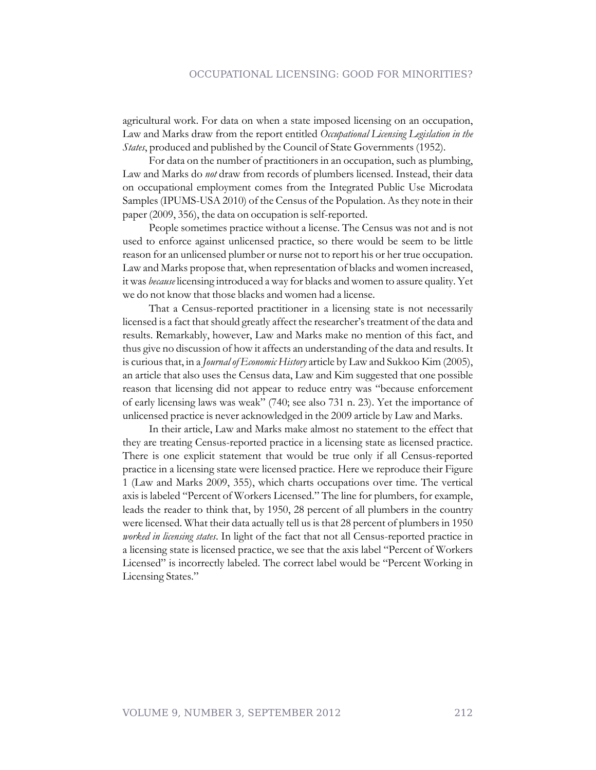agricultural work. For data on when a state imposed licensing on an occupation, Law and Marks draw from the report entitled *Occupational Licensing Legislation in the States*, produced and published by the Council of State Governments (1952).

For data on the number of practitioners in an occupation, such as plumbing, Law and Marks do *not* draw from records of plumbers licensed. Instead, their data on occupational employment comes from the Integrated Public Use Microdata Samples (IPUMS-USA 2010) of the Census of the Population. As they note in their paper (2009, 356), the data on occupation is self-reported.

People sometimes practice without a license. The Census was not and is not used to enforce against unlicensed practice, so there would be seem to be little reason for an unlicensed plumber or nurse not to report his or her true occupation. Law and Marks propose that, when representation of blacks and women increased, it was *because* licensing introduced a way for blacks and women to assure quality. Yet we do not know that those blacks and women had a license.

That a Census-reported practitioner in a licensing state is not necessarily licensed is a fact that should greatly affect the researcher's treatment of the data and results. Remarkably, however, Law and Marks make no mention of this fact, and thus give no discussion of how it affects an understanding of the data and results. It is curious that, in a *Journal of Economic History* article by Law and Sukkoo Kim (2005), an article that also uses the Census data, Law and Kim suggested that one possible reason that licensing did not appear to reduce entry was "because enforcement of early licensing laws was weak" (740; see also 731 n. 23). Yet the importance of unlicensed practice is never acknowledged in the 2009 article by Law and Marks.

In their article, Law and Marks make almost no statement to the effect that they are treating Census-reported practice in a licensing state as licensed practice. There is one explicit statement that would be true only if all Census-reported practice in a licensing state were licensed practice. Here we reproduce their Figure 1 (Law and Marks 2009, 355), which charts occupations over time. The vertical axis is labeled "Percent of Workers Licensed." The line for plumbers, for example, leads the reader to think that, by 1950, 28 percent of all plumbers in the country were licensed. What their data actually tell us is that 28 percent of plumbers in 1950 *worked in licensing states*. In light of the fact that not all Census-reported practice in a licensing state is licensed practice, we see that the axis label "Percent of Workers Licensed" is incorrectly labeled. The correct label would be "Percent Working in Licensing States."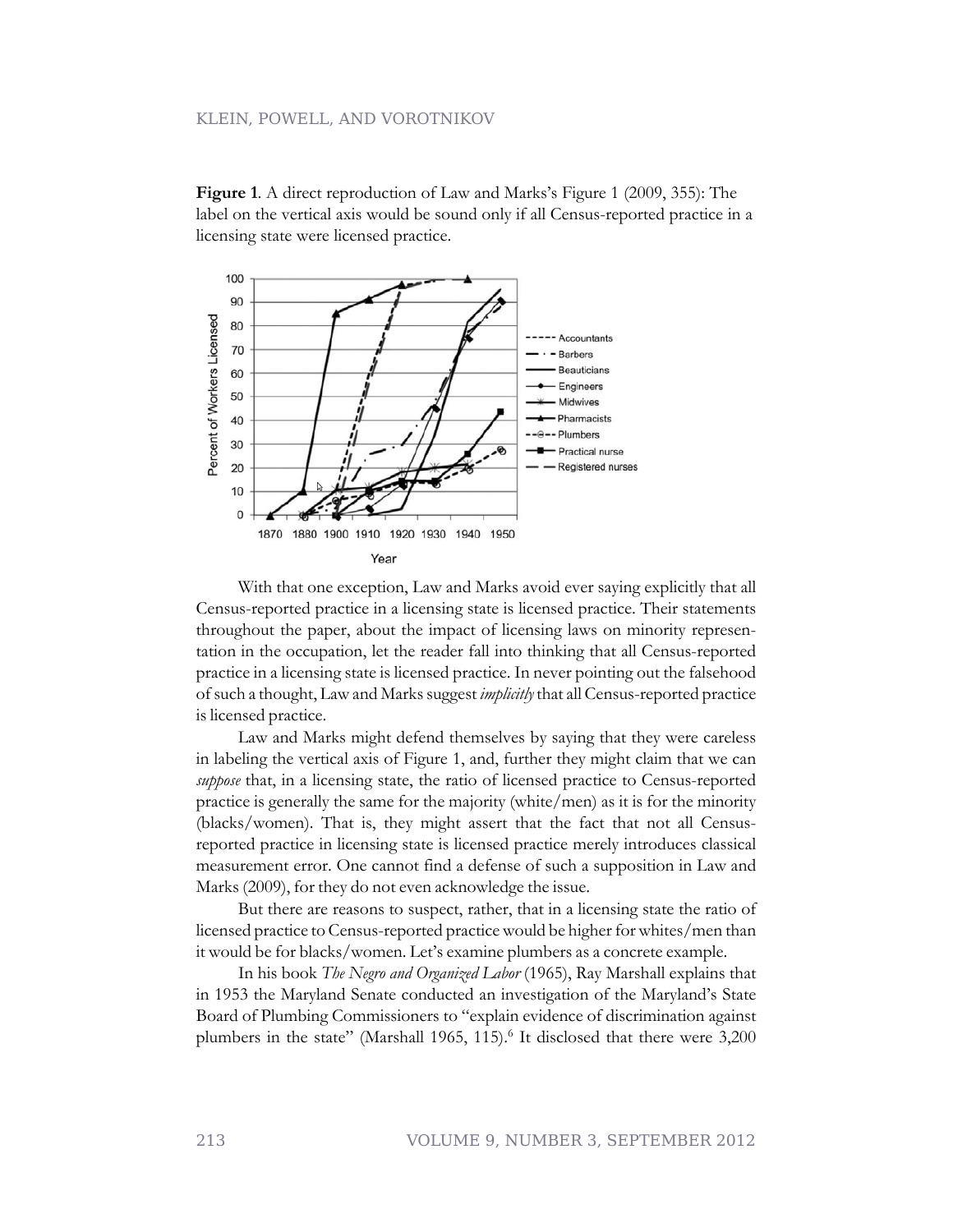**Figure 1**. A direct reproduction of Law and Marks's Figure 1 (2009, 355): The label on the vertical axis would be sound only if all Census-reported practice in a licensing state were licensed practice.

With that one exception, Law and Marks avoid ever saying explicitly that all Census-reported practice in a licensing state is licensed practice. Their statements throughout the paper, about the impact of licensing laws on minority representation in the occupation, let the reader fall into thinking that all Census-reported practice in a licensing state is licensed practice. In never pointing out the falsehood of such a thought, Law and Marks suggest *implicitly* that all Census-reported practice is licensed practice.

Law and Marks might defend themselves by saying that they were careless in labeling the vertical axis of Figure 1, and, further they might claim that we can *suppose* that, in a licensing state, the ratio of licensed practice to Census-reported practice is generally the same for the majority (white/men) as it is for the minority (blacks/women). That is, they might assert that the fact that not all Census-reported practice in licensing state is licensed practice merely introduces classical measurement error. One cannot find a defense of such a supposition in Law and Marks (2009), for they do not even acknowledge the issue.

But there are reasons to suspect, rather, that in a licensing state the ratio of licensed practice to Census-reported practice would be higher for whites/men than it would be for blacks/women. Let's examine plumbers as a concrete example.

In his book *The Negro and Organized Labor* (1965), Ray Marshall explains that in 1953 the Maryland Senate conducted an investigation of the Maryland's State Board of Plumbing Commissioners to "explain evidence of discrimination against plumbers in the state" (Marshall 1965, 115).[6] It disclosed that there were 3,200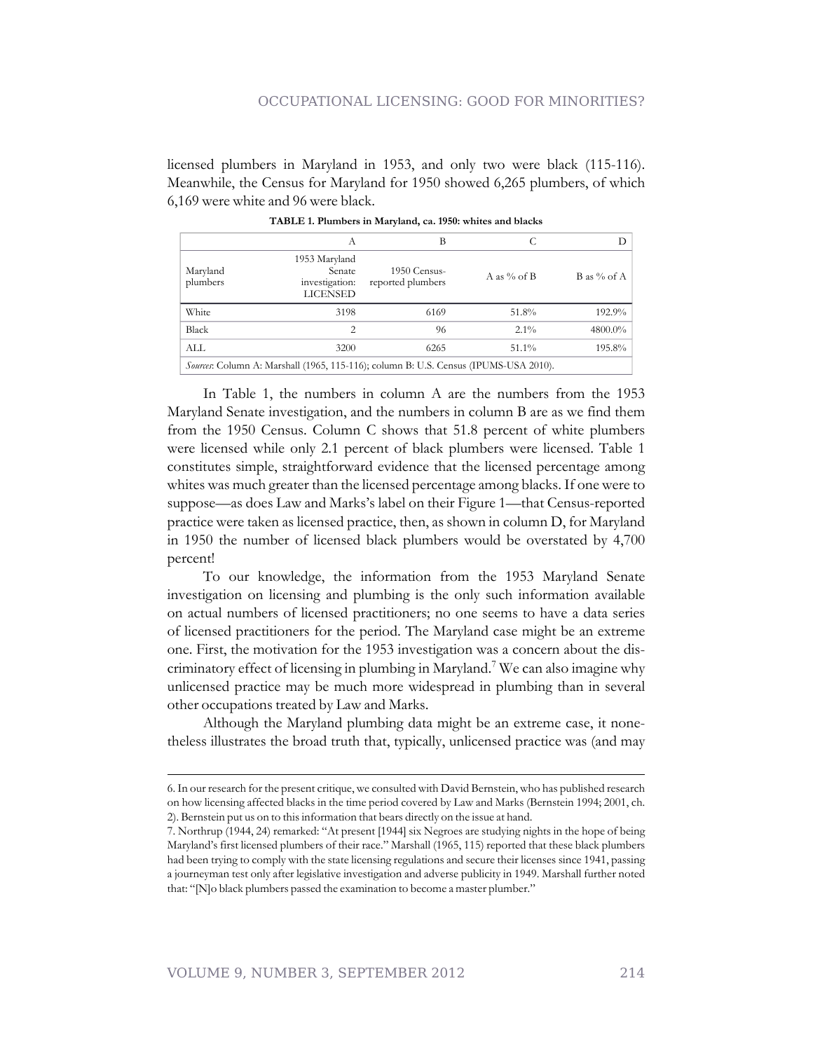licensed plumbers in Maryland in 1953, and only two were black (115-116). Meanwhile, the Census for Maryland for 1950 showed 6,265 plumbers, of which 6,169 were white and 96 were black.

**TABLE 1. Plumbers in Maryland, ca. 1950: whites and blacks**

| | A | B | C | D |
|---|---|---|---|---|
| Maryland plumbers | 1953 Maryland Senate investigation: LICENSED | 1950 Census-reported plumbers | A as % of B | B as % of A |
| White | 3198 | 6169 | 51.8% | 192.9% |
| Black | 2 | 96 | 2.1% | 4800.0% |
| ALL | 3200 | 6265 | 51.1% | 195.8% |

*Sources*: Column A: Marshall (1965, 115-116); column B: U.S. Census (IPUMS-USA 2010).

In Table 1, the numbers in column A are the numbers from the 1953 Maryland Senate investigation, and the numbers in column B are as we find them from the 1950 Census. Column C shows that 51.8 percent of white plumbers were licensed while only 2.1 percent of black plumbers were licensed. Table 1 constitutes simple, straightforward evidence that the licensed percentage among whites was much greater than the licensed percentage among blacks. If one were to suppose—as does Law and Marks's label on their Figure 1—that Census-reported practice were taken as licensed practice, then, as shown in column D, for Maryland in 1950 the number of licensed black plumbers would be overstated by 4,700 percent!

To our knowledge, the information from the 1953 Maryland Senate investigation on licensing and plumbing is the only such information available on actual numbers of licensed practitioners; no one seems to have a data series of licensed practitioners for the period. The Maryland case might be an extreme one. First, the motivation for the 1953 investigation was a concern about the discriminatory effect of licensing in plumbing in Maryland.[7] We can also imagine why unlicensed practice may be much more widespread in plumbing than in several other occupations treated by Law and Marks.

Although the Maryland plumbing data might be an extreme case, it nonetheless illustrates the broad truth that, typically, unlicensed practice was (and may

---

6. In our research for the present critique, we consulted with David Bernstein, who has published research on how licensing affected blacks in the time period covered by Law and Marks (Bernstein 1994; 2001, ch. 2). Bernstein put us on to this information that bears directly on the issue at hand.

7. Northrup (1944, 24) remarked: "At present [1944] six Negroes are studying nights in the hope of being Maryland's first licensed plumbers of their race." Marshall (1965, 115) reported that these black plumbers had been trying to comply with the state licensing regulations and secure their licenses since 1941, passing a journeyman test only after legislative investigation and adverse publicity in 1949. Marshall further noted that: "[N]o black plumbers passed the examination to become a master plumber."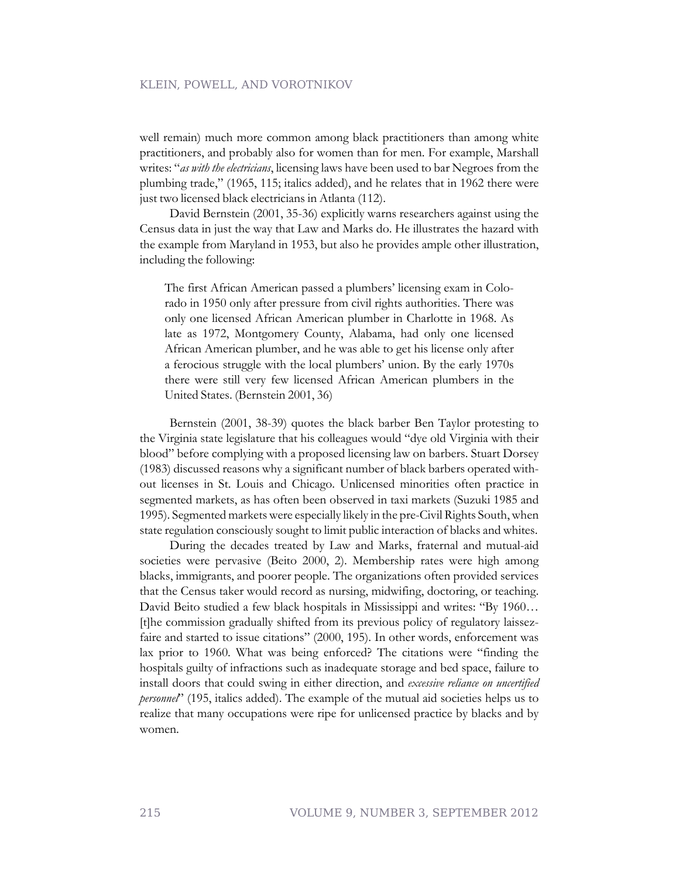well remain) much more common among black practitioners than among white practitioners, and probably also for women than for men. For example, Marshall writes: "*as with the electricians*, licensing laws have been used to bar Negroes from the plumbing trade," (1965, 115; italics added), and he relates that in 1962 there were just two licensed black electricians in Atlanta (112).

David Bernstein (2001, 35-36) explicitly warns researchers against using the Census data in just the way that Law and Marks do. He illustrates the hazard with the example from Maryland in 1953, but also he provides ample other illustration, including the following:

> The first African American passed a plumbers' licensing exam in Colorado in 1950 only after pressure from civil rights authorities. There was only one licensed African American plumber in Charlotte in 1968. As late as 1972, Montgomery County, Alabama, had only one licensed African American plumber, and he was able to get his license only after a ferocious struggle with the local plumbers' union. By the early 1970s there were still very few licensed African American plumbers in the United States. (Bernstein 2001, 36)

Bernstein (2001, 38-39) quotes the black barber Ben Taylor protesting to the Virginia state legislature that his colleagues would "dye old Virginia with their blood" before complying with a proposed licensing law on barbers. Stuart Dorsey (1983) discussed reasons why a significant number of black barbers operated without licenses in St. Louis and Chicago. Unlicensed minorities often practice in segmented markets, as has often been observed in taxi markets (Suzuki 1985 and 1995). Segmented markets were especially likely in the pre-Civil Rights South, when state regulation consciously sought to limit public interaction of blacks and whites.

During the decades treated by Law and Marks, fraternal and mutual-aid societies were pervasive (Beito 2000, 2). Membership rates were high among blacks, immigrants, and poorer people. The organizations often provided services that the Census taker would record as nursing, midwifing, doctoring, or teaching. David Beito studied a few black hospitals in Mississippi and writes: "By 1960… [t]he commission gradually shifted from its previous policy of regulatory laissez-faire and started to issue citations" (2000, 195). In other words, enforcement was lax prior to 1960. What was being enforced? The citations were "finding the hospitals guilty of infractions such as inadequate storage and bed space, failure to install doors that could swing in either direction, and *excessive reliance on uncertified personnel*" (195, italics added). The example of the mutual aid societies helps us to realize that many occupations were ripe for unlicensed practice by blacks and by women.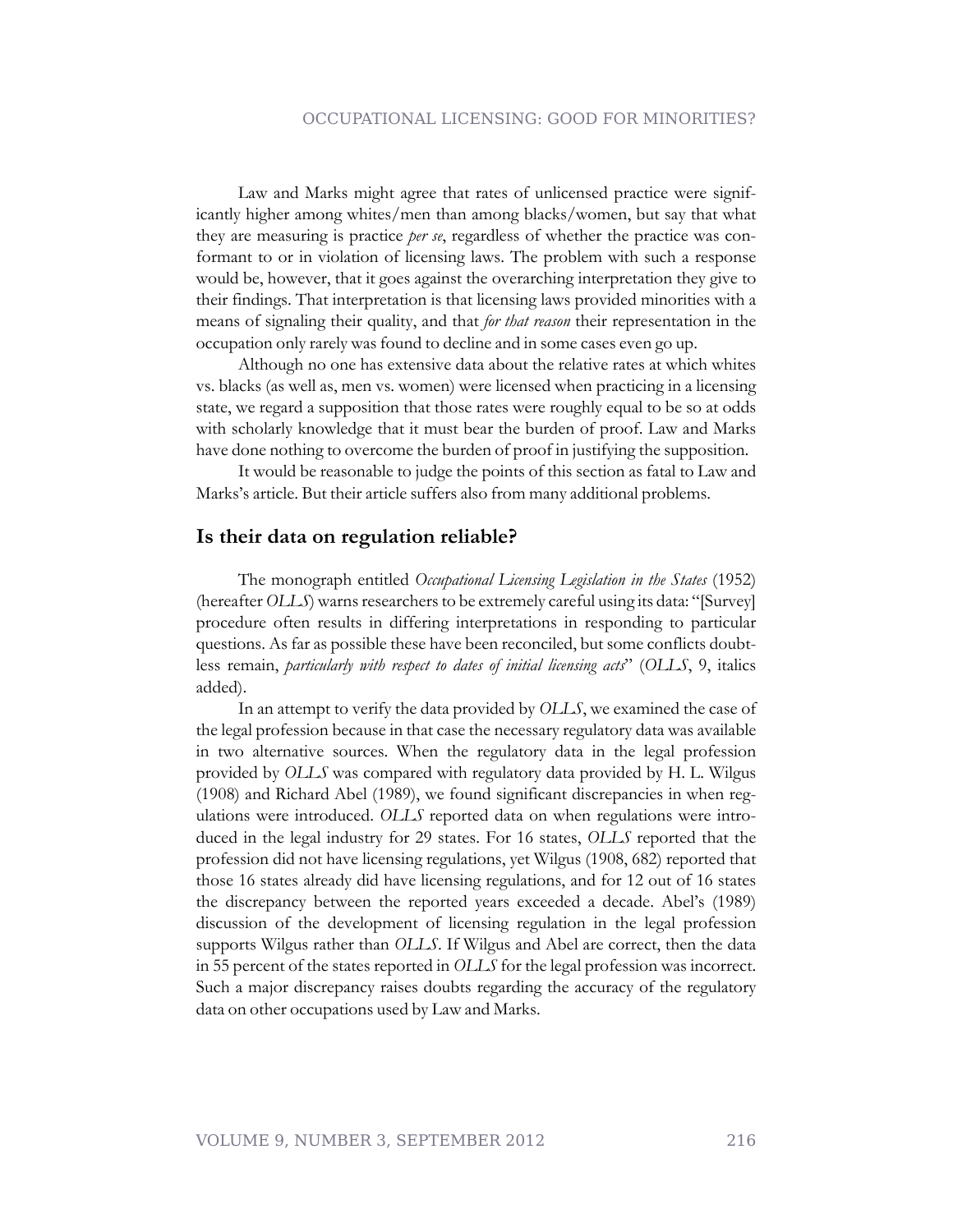Law and Marks might agree that rates of unlicensed practice were significantly higher among whites/men than among blacks/women, but say that what they are measuring is practice *per se*, regardless of whether the practice was conformant to or in violation of licensing laws. The problem with such a response would be, however, that it goes against the overarching interpretation they give to their findings. That interpretation is that licensing laws provided minorities with a means of signaling their quality, and that *for that reason* their representation in the occupation only rarely was found to decline and in some cases even go up.

Although no one has extensive data about the relative rates at which whites vs. blacks (as well as, men vs. women) were licensed when practicing in a licensing state, we regard a supposition that those rates were roughly equal to be so at odds with scholarly knowledge that it must bear the burden of proof. Law and Marks have done nothing to overcome the burden of proof in justifying the supposition.

It would be reasonable to judge the points of this section as fatal to Law and Marks's article. But their article suffers also from many additional problems.

## Is their data on regulation reliable?

The monograph entitled *Occupational Licensing Legislation in the States* (1952) (hereafter *OLLS*) warns researchers to be extremely careful using its data: "[Survey] procedure often results in differing interpretations in responding to particular questions. As far as possible these have been reconciled, but some conflicts doubtless remain, *particularly with respect to dates of initial licensing acts*" (*OLLS*, 9, italics added).

In an attempt to verify the data provided by *OLLS*, we examined the case of the legal profession because in that case the necessary regulatory data was available in two alternative sources. When the regulatory data in the legal profession provided by *OLLS* was compared with regulatory data provided by H. L. Wilgus (1908) and Richard Abel (1989), we found significant discrepancies in when regulations were introduced. *OLLS* reported data on when regulations were introduced in the legal industry for 29 states. For 16 states, *OLLS* reported that the profession did not have licensing regulations, yet Wilgus (1908, 682) reported that those 16 states already did have licensing regulations, and for 12 out of 16 states the discrepancy between the reported years exceeded a decade. Abel's (1989) discussion of the development of licensing regulation in the legal profession supports Wilgus rather than *OLLS*. If Wilgus and Abel are correct, then the data in 55 percent of the states reported in *OLLS* for the legal profession was incorrect. Such a major discrepancy raises doubts regarding the accuracy of the regulatory data on other occupations used by Law and Marks.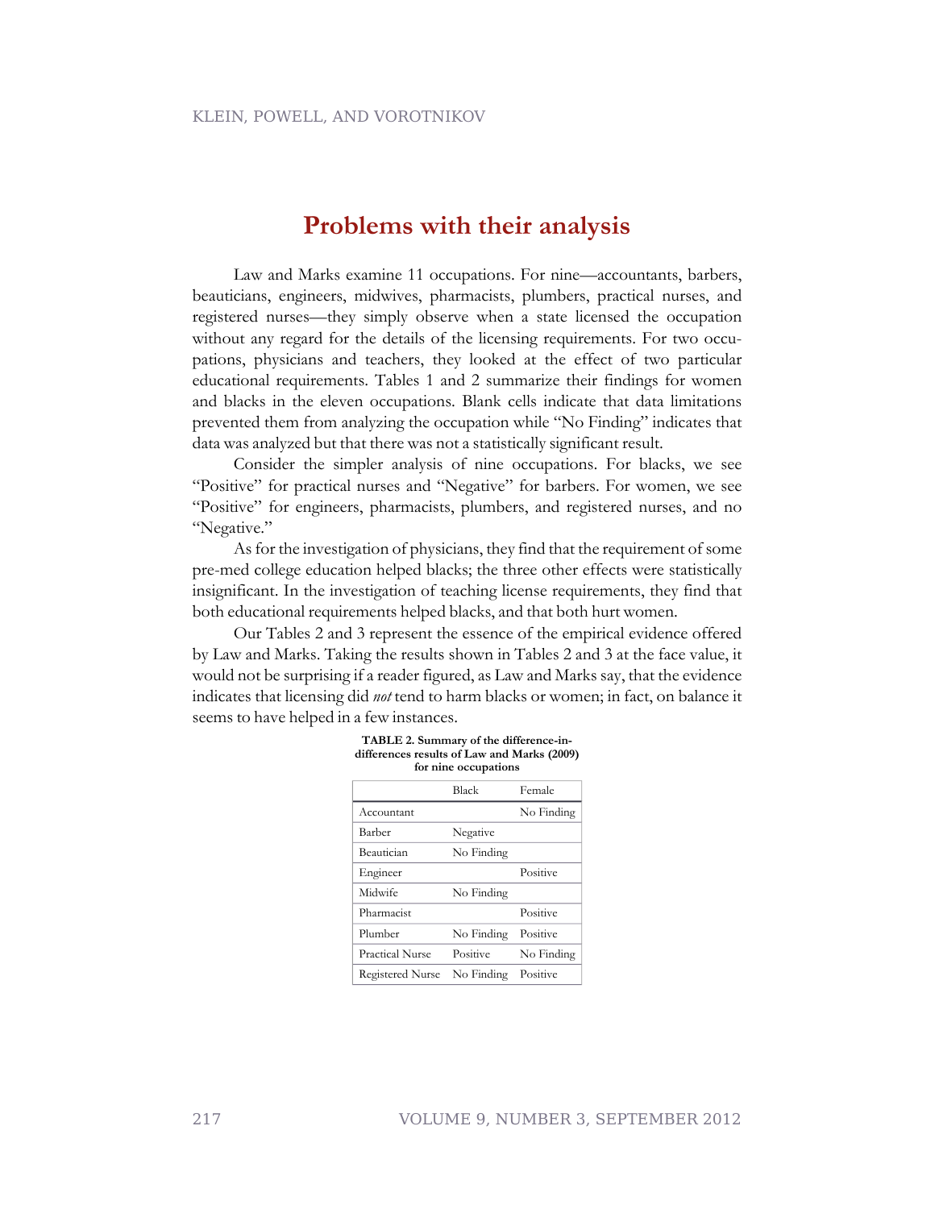## Problems with their analysis

Law and Marks examine 11 occupations. For nine—accountants, barbers, beauticians, engineers, midwives, pharmacists, plumbers, practical nurses, and registered nurses—they simply observe when a state licensed the occupation without any regard for the details of the licensing requirements. For two occupations, physicians and teachers, they looked at the effect of two particular educational requirements. Tables 1 and 2 summarize their findings for women and blacks in the eleven occupations. Blank cells indicate that data limitations prevented them from analyzing the occupation while "No Finding" indicates that data was analyzed but that there was not a statistically significant result.

Consider the simpler analysis of nine occupations. For blacks, we see "Positive" for practical nurses and "Negative" for barbers. For women, we see "Positive" for engineers, pharmacists, plumbers, and registered nurses, and no "Negative."

As for the investigation of physicians, they find that the requirement of some pre-med college education helped blacks; the three other effects were statistically insignificant. In the investigation of teaching license requirements, they find that both educational requirements helped blacks, and that both hurt women.

Our Tables 2 and 3 represent the essence of the empirical evidence offered by Law and Marks. Taking the results shown in Tables 2 and 3 at the face value, it would not be surprising if a reader figured, as Law and Marks say, that the evidence indicates that licensing did *not* tend to harm blacks or women; in fact, on balance it seems to have helped in a few instances.

**TABLE 2. Summary of the difference-in-differences results of Law and Marks (2009) for nine occupations**

| | Black | Female |
|---|---|---|
| Accountant | | No Finding |
| Barber | Negative | |
| Beautician | No Finding | |
| Engineer | | Positive |
| Midwife | No Finding | |
| Pharmacist | | Positive |
| Plumber | No Finding | Positive |
| Practical Nurse | Positive | No Finding |
| Registered Nurse | No Finding | Positive |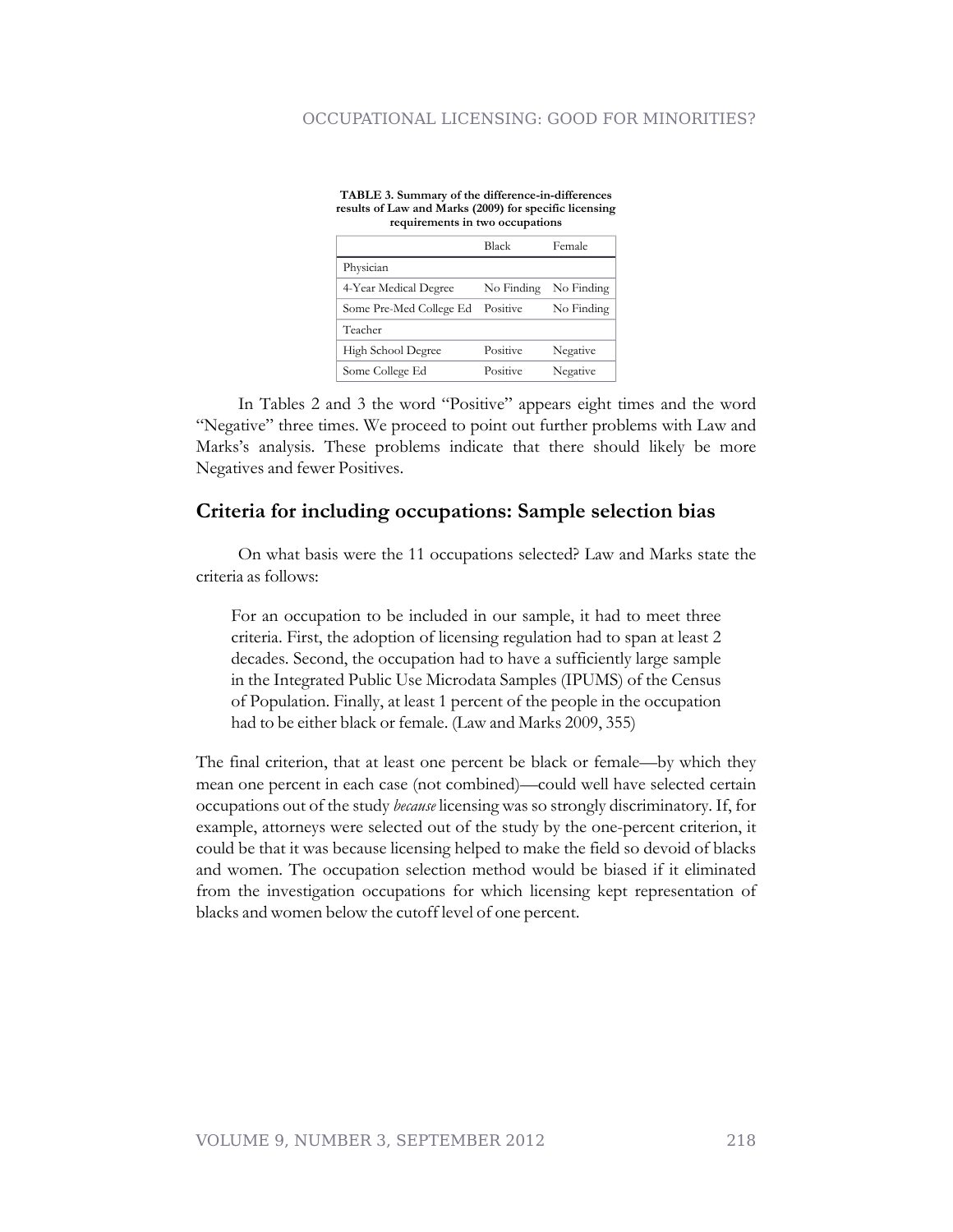**TABLE 3. Summary of the difference-in-differences results of Law and Marks (2009) for specific licensing requirements in two occupations**

| | Black | Female |
|---|---|---|
| Physician | | |
| 4-Year Medical Degree | No Finding | No Finding |
| Some Pre-Med College Ed | Positive | No Finding |
| Teacher | | |
| High School Degree | Positive | Negative |
| Some College Ed | Positive | Negative |

In Tables 2 and 3 the word "Positive" appears eight times and the word "Negative" three times. We proceed to point out further problems with Law and Marks's analysis. These problems indicate that there should likely be more Negatives and fewer Positives.

## Criteria for including occupations: Sample selection bias

On what basis were the 11 occupations selected? Law and Marks state the criteria as follows:

> For an occupation to be included in our sample, it had to meet three criteria. First, the adoption of licensing regulation had to span at least 2 decades. Second, the occupation had to have a sufficiently large sample in the Integrated Public Use Microdata Samples (IPUMS) of the Census of Population. Finally, at least 1 percent of the people in the occupation had to be either black or female. (Law and Marks 2009, 355)

The final criterion, that at least one percent be black or female—by which they mean one percent in each case (not combined)—could well have selected certain occupations out of the study *because* licensing was so strongly discriminatory. If, for example, attorneys were selected out of the study by the one-percent criterion, it could be that it was because licensing helped to make the field so devoid of blacks and women. The occupation selection method would be biased if it eliminated from the investigation occupations for which licensing kept representation of blacks and women below the cutoff level of one percent.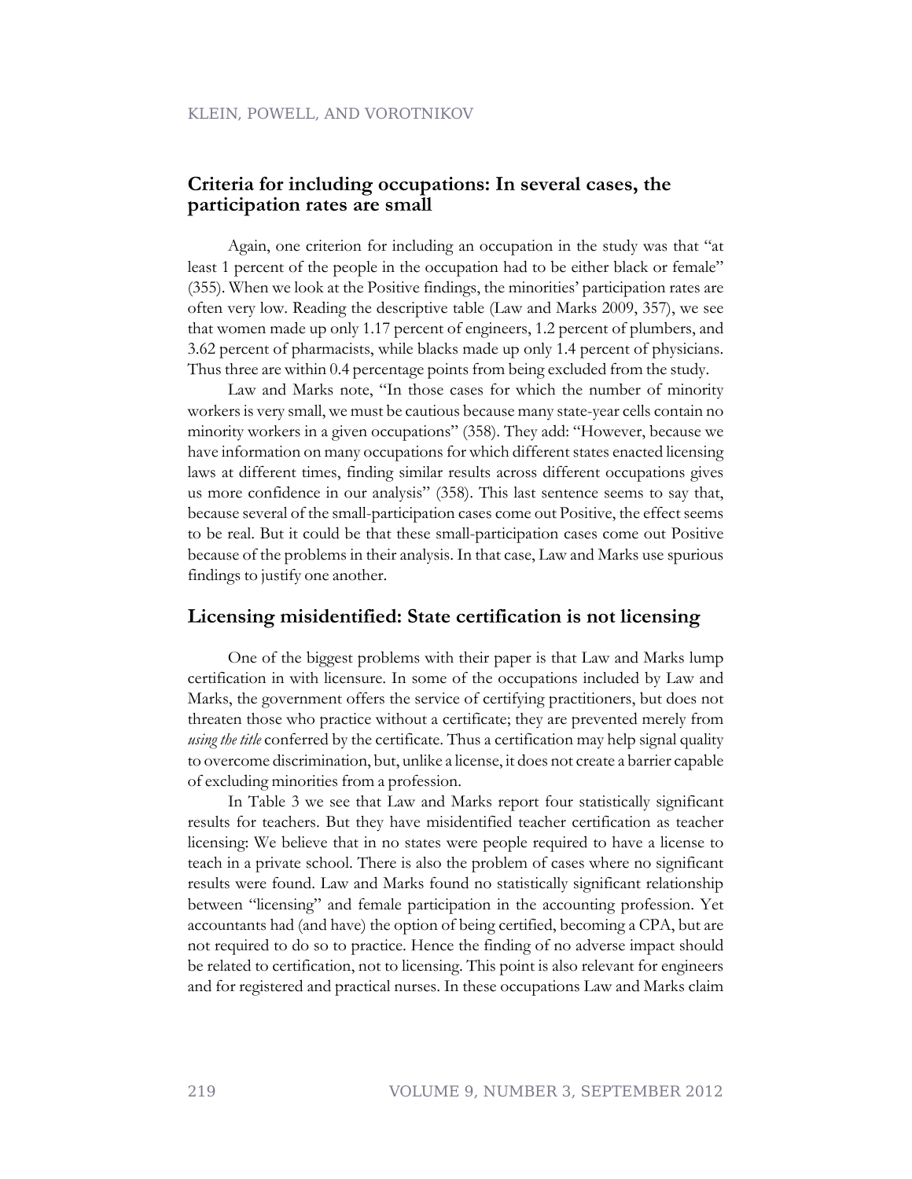## Criteria for including occupations: In several cases, the participation rates are small

Again, one criterion for including an occupation in the study was that "at least 1 percent of the people in the occupation had to be either black or female" (355). When we look at the Positive findings, the minorities' participation rates are often very low. Reading the descriptive table (Law and Marks 2009, 357), we see that women made up only 1.17 percent of engineers, 1.2 percent of plumbers, and 3.62 percent of pharmacists, while blacks made up only 1.4 percent of physicians. Thus three are within 0.4 percentage points from being excluded from the study.

Law and Marks note, "In those cases for which the number of minority workers is very small, we must be cautious because many state-year cells contain no minority workers in a given occupations" (358). They add: "However, because we have information on many occupations for which different states enacted licensing laws at different times, finding similar results across different occupations gives us more confidence in our analysis" (358). This last sentence seems to say that, because several of the small-participation cases come out Positive, the effect seems to be real. But it could be that these small-participation cases come out Positive because of the problems in their analysis. In that case, Law and Marks use spurious findings to justify one another.

## Licensing misidentified: State certification is not licensing

One of the biggest problems with their paper is that Law and Marks lump certification in with licensure. In some of the occupations included by Law and Marks, the government offers the service of certifying practitioners, but does not threaten those who practice without a certificate; they are prevented merely from *using the title* conferred by the certificate. Thus a certification may help signal quality to overcome discrimination, but, unlike a license, it does not create a barrier capable of excluding minorities from a profession.

In Table 3 we see that Law and Marks report four statistically significant results for teachers. But they have misidentified teacher certification as teacher licensing: We believe that in no states were people required to have a license to teach in a private school. There is also the problem of cases where no significant results were found. Law and Marks found no statistically significant relationship between "licensing" and female participation in the accounting profession. Yet accountants had (and have) the option of being certified, becoming a CPA, but are not required to do so to practice. Hence the finding of no adverse impact should be related to certification, not to licensing. This point is also relevant for engineers and for registered and practical nurses. In these occupations Law and Marks claim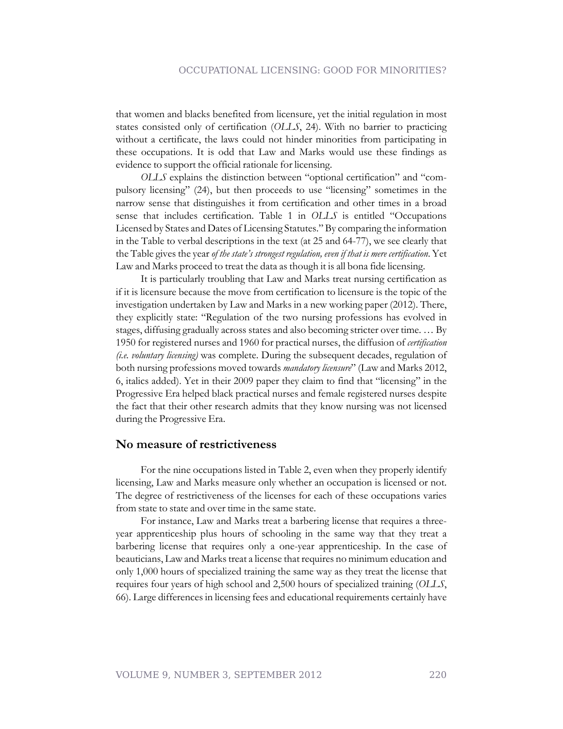that women and blacks benefited from licensure, yet the initial regulation in most states consisted only of certification (*OLLS*, 24). With no barrier to practicing without a certificate, the laws could not hinder minorities from participating in these occupations. It is odd that Law and Marks would use these findings as evidence to support the official rationale for licensing.

*OLLS* explains the distinction between "optional certification" and "compulsory licensing" (24), but then proceeds to use "licensing" sometimes in the narrow sense that distinguishes it from certification and other times in a broad sense that includes certification. Table 1 in *OLLS* is entitled "Occupations Licensed by States and Dates of Licensing Statutes." By comparing the information in the Table to verbal descriptions in the text (at 25 and 64-77), we see clearly that the Table gives the year *of the state's strongest regulation, even if that is mere certification*. Yet Law and Marks proceed to treat the data as though it is all bona fide licensing.

It is particularly troubling that Law and Marks treat nursing certification as if it is licensure because the move from certification to licensure is the topic of the investigation undertaken by Law and Marks in a new working paper (2012). There, they explicitly state: "Regulation of the two nursing professions has evolved in stages, diffusing gradually across states and also becoming stricter over time. … By 1950 for registered nurses and 1960 for practical nurses, the diffusion of *certification (i.e. voluntary licensing)* was complete. During the subsequent decades, regulation of both nursing professions moved towards *mandatory licensure*" (Law and Marks 2012, 6, italics added). Yet in their 2009 paper they claim to find that "licensing" in the Progressive Era helped black practical nurses and female registered nurses despite the fact that their other research admits that they know nursing was not licensed during the Progressive Era.

## No measure of restrictiveness

For the nine occupations listed in Table 2, even when they properly identify licensing, Law and Marks measure only whether an occupation is licensed or not. The degree of restrictiveness of the licenses for each of these occupations varies from state to state and over time in the same state.

For instance, Law and Marks treat a barbering license that requires a three-year apprenticeship plus hours of schooling in the same way that they treat a barbering license that requires only a one-year apprenticeship. In the case of beauticians, Law and Marks treat a license that requires no minimum education and only 1,000 hours of specialized training the same way as they treat the license that requires four years of high school and 2,500 hours of specialized training (*OLLS*, 66). Large differences in licensing fees and educational requirements certainly have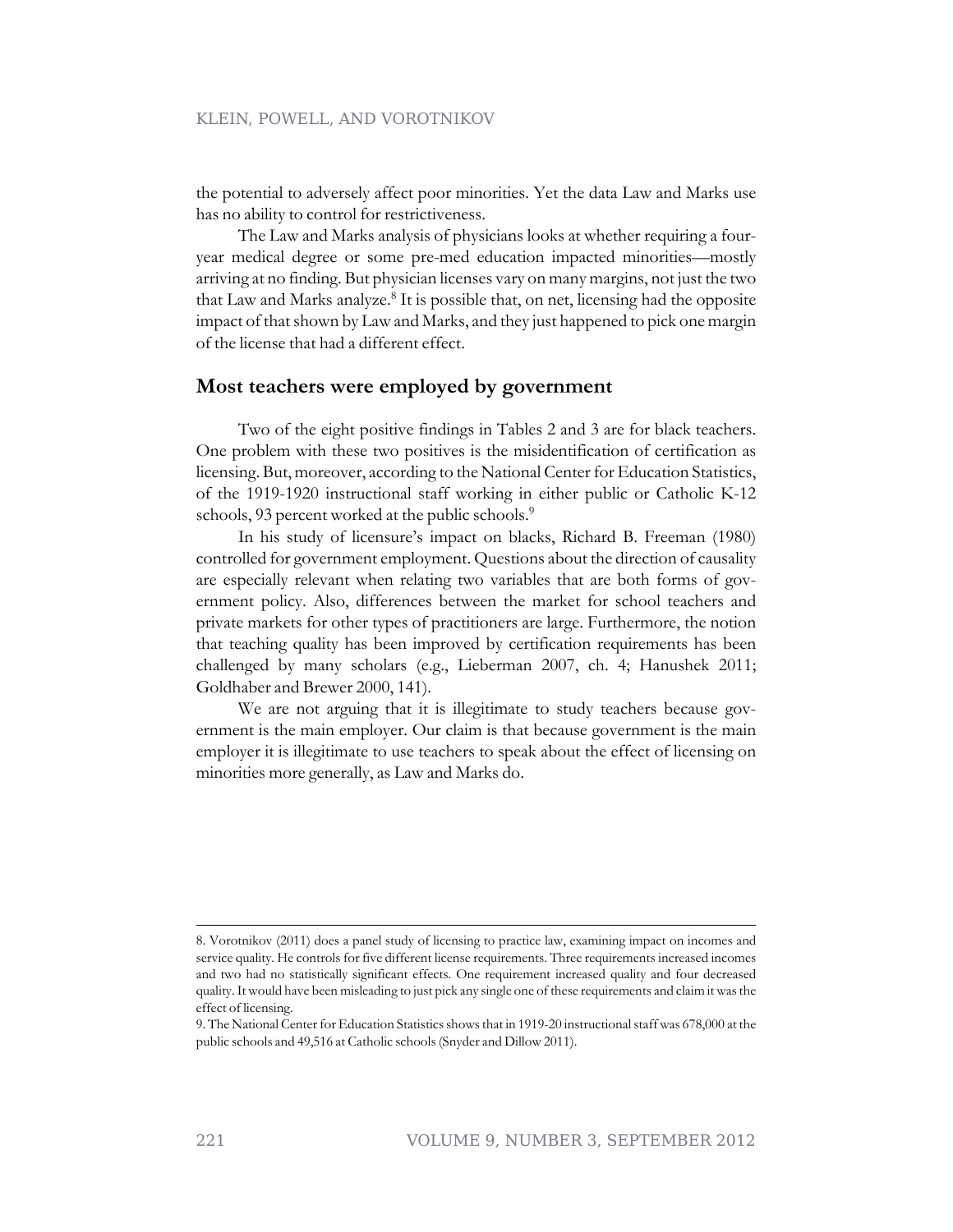the potential to adversely affect poor minorities. Yet the data Law and Marks use has no ability to control for restrictiveness.

The Law and Marks analysis of physicians looks at whether requiring a four-year medical degree or some pre-med education impacted minorities—mostly arriving at no finding. But physician licenses vary on many margins, not just the two that Law and Marks analyze.[8] It is possible that, on net, licensing had the opposite impact of that shown by Law and Marks, and they just happened to pick one margin of the license that had a different effect.

## Most teachers were employed by government

Two of the eight positive findings in Tables 2 and 3 are for black teachers. One problem with these two positives is the misidentification of certification as licensing. But, moreover, according to the National Center for Education Statistics, of the 1919-1920 instructional staff working in either public or Catholic K-12 schools, 93 percent worked at the public schools.[9]

In his study of licensure's impact on blacks, Richard B. Freeman (1980) controlled for government employment. Questions about the direction of causality are especially relevant when relating two variables that are both forms of government policy. Also, differences between the market for school teachers and private markets for other types of practitioners are large. Furthermore, the notion that teaching quality has been improved by certification requirements has been challenged by many scholars (e.g., Lieberman 2007, ch. 4; Hanushek 2011; Goldhaber and Brewer 2000, 141).

We are not arguing that it is illegitimate to study teachers because government is the main employer. Our claim is that because government is the main employer it is illegitimate to use teachers to speak about the effect of licensing on minorities more generally, as Law and Marks do.

---

8. Vorotnikov (2011) does a panel study of licensing to practice law, examining impact on incomes and service quality. He controls for five different license requirements. Three requirements increased incomes and two had no statistically significant effects. One requirement increased quality and four decreased quality. It would have been misleading to just pick any single one of these requirements and claim it was the effect of licensing.

9. The National Center for Education Statistics shows that in 1919-20 instructional staff was 678,000 at the public schools and 49,516 at Catholic schools (Snyder and Dillow 2011).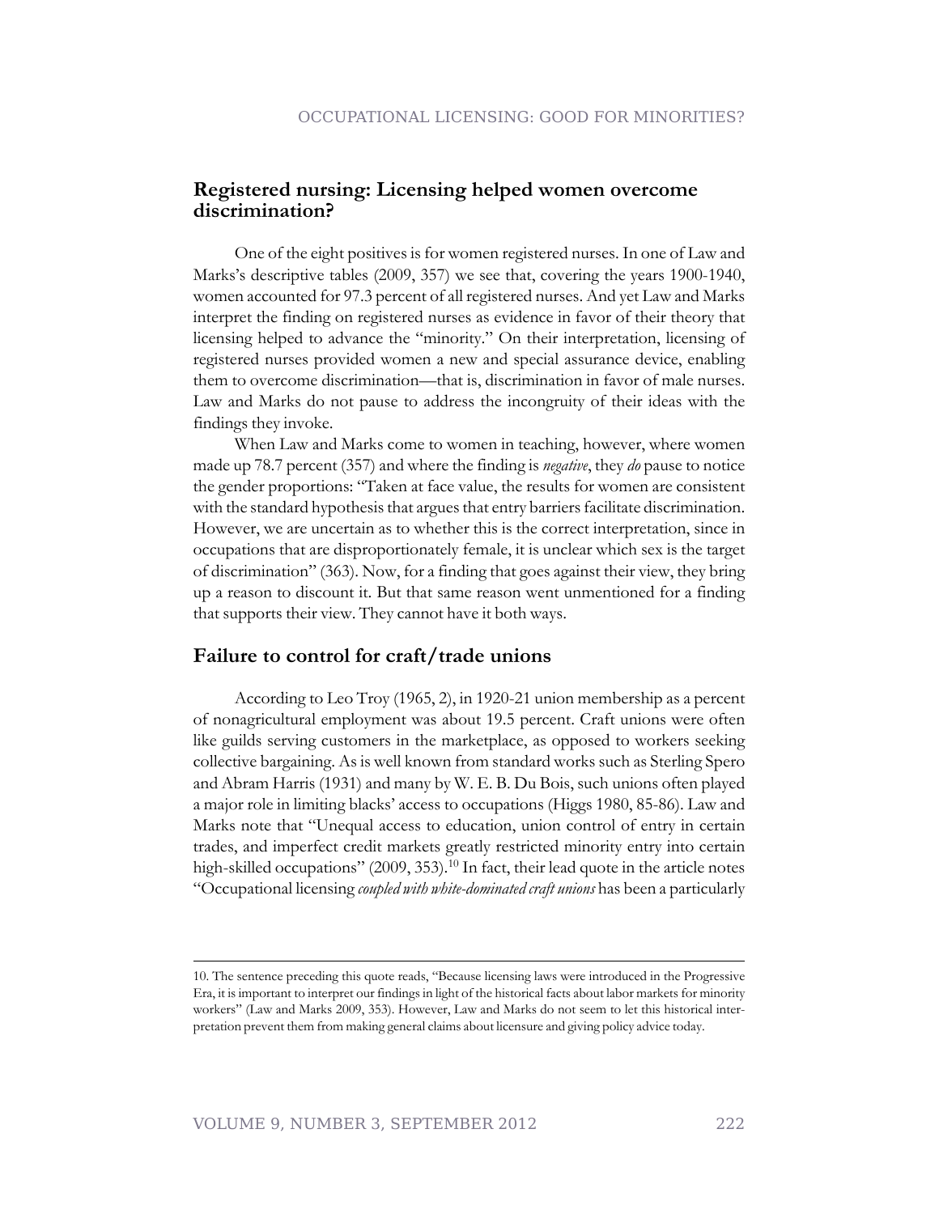## Registered nursing: Licensing helped women overcome discrimination?

One of the eight positives is for women registered nurses. In one of Law and Marks's descriptive tables (2009, 357) we see that, covering the years 1900-1940, women accounted for 97.3 percent of all registered nurses. And yet Law and Marks interpret the finding on registered nurses as evidence in favor of their theory that licensing helped to advance the "minority." On their interpretation, licensing of registered nurses provided women a new and special assurance device, enabling them to overcome discrimination—that is, discrimination in favor of male nurses. Law and Marks do not pause to address the incongruity of their ideas with the findings they invoke.

When Law and Marks come to women in teaching, however, where women made up 78.7 percent (357) and where the finding is *negative*, they *do* pause to notice the gender proportions: "Taken at face value, the results for women are consistent with the standard hypothesis that argues that entry barriers facilitate discrimination. However, we are uncertain as to whether this is the correct interpretation, since in occupations that are disproportionately female, it is unclear which sex is the target of discrimination" (363). Now, for a finding that goes against their view, they bring up a reason to discount it. But that same reason went unmentioned for a finding that supports their view. They cannot have it both ways.

## Failure to control for craft/trade unions

According to Leo Troy (1965, 2), in 1920-21 union membership as a percent of nonagricultural employment was about 19.5 percent. Craft unions were often like guilds serving customers in the marketplace, as opposed to workers seeking collective bargaining. As is well known from standard works such as Sterling Spero and Abram Harris (1931) and many by W. E. B. Du Bois, such unions often played a major role in limiting blacks' access to occupations (Higgs 1980, 85-86). Law and Marks note that "Unequal access to education, union control of entry in certain trades, and imperfect credit markets greatly restricted minority entry into certain high-skilled occupations" (2009, 353).[10] In fact, their lead quote in the article notes "Occupational licensing *coupled with white-dominated craft unions* has been a particularly

---

10. The sentence preceding this quote reads, "Because licensing laws were introduced in the Progressive Era, it is important to interpret our findings in light of the historical facts about labor markets for minority workers" (Law and Marks 2009, 353). However, Law and Marks do not seem to let this historical interpretation prevent them from making general claims about licensure and giving policy advice today.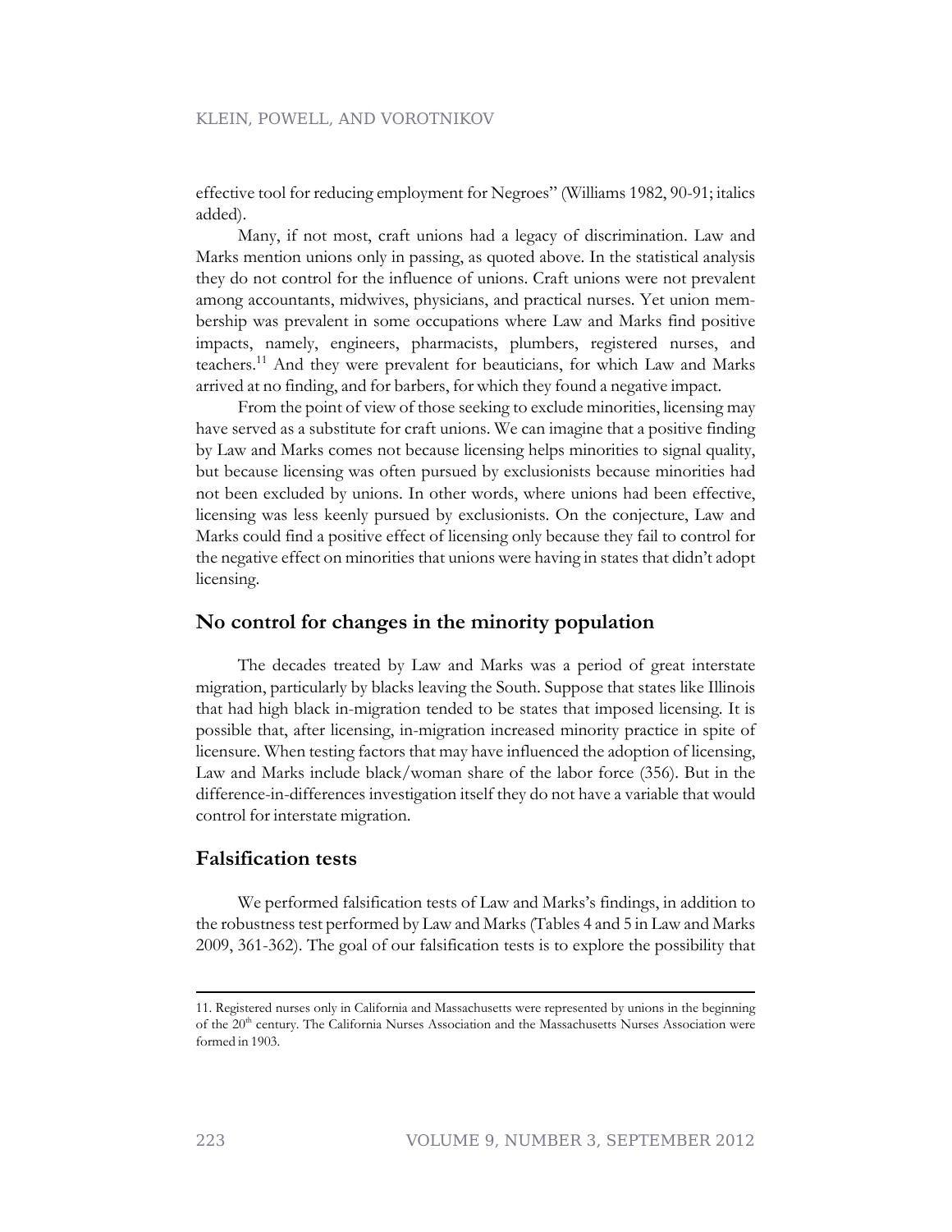effective tool for reducing employment for Negroes" (Williams 1982, 90-91; italics added).

Many, if not most, craft unions had a legacy of discrimination. Law and Marks mention unions only in passing, as quoted above. In the statistical analysis they do not control for the influence of unions. Craft unions were not prevalent among accountants, midwives, physicians, and practical nurses. Yet union membership was prevalent in some occupations where Law and Marks find positive impacts, namely, engineers, pharmacists, plumbers, registered nurses, and teachers.[11] And they were prevalent for beauticians, for which Law and Marks arrived at no finding, and for barbers, for which they found a negative impact.

From the point of view of those seeking to exclude minorities, licensing may have served as a substitute for craft unions. We can imagine that a positive finding by Law and Marks comes not because licensing helps minorities to signal quality, but because licensing was often pursued by exclusionists because minorities had not been excluded by unions. In other words, where unions had been effective, licensing was less keenly pursued by exclusionists. On the conjecture, Law and Marks could find a positive effect of licensing only because they fail to control for the negative effect on minorities that unions were having in states that didn't adopt licensing.

## No control for changes in the minority population

The decades treated by Law and Marks was a period of great interstate migration, particularly by blacks leaving the South. Suppose that states like Illinois that had high black in-migration tended to be states that imposed licensing. It is possible that, after licensing, in-migration increased minority practice in spite of licensure. When testing factors that may have influenced the adoption of licensing, Law and Marks include black/woman share of the labor force (356). But in the difference-in-differences investigation itself they do not have a variable that would control for interstate migration.

## Falsification tests

We performed falsification tests of Law and Marks's findings, in addition to the robustness test performed by Law and Marks (Tables 4 and 5 in Law and Marks 2009, 361-362). The goal of our falsification tests is to explore the possibility that

---

11. Registered nurses only in California and Massachusetts were represented by unions in the beginning of the 20th century. The California Nurses Association and the Massachusetts Nurses Association were formed in 1903.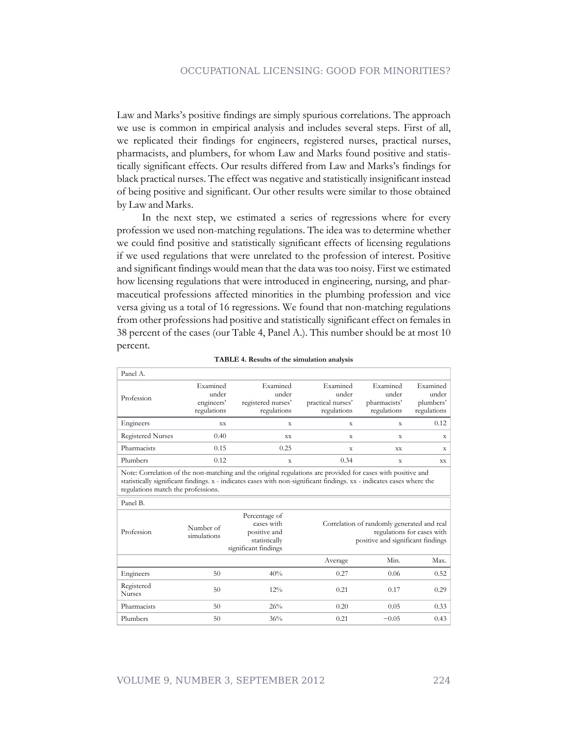Law and Marks's positive findings are simply spurious correlations. The approach we use is common in empirical analysis and includes several steps. First of all, we replicated their findings for engineers, registered nurses, practical nurses, pharmacists, and plumbers, for whom Law and Marks found positive and statistically significant effects. Our results differed from Law and Marks's findings for black practical nurses. The effect was negative and statistically insignificant instead of being positive and significant. Our other results were similar to those obtained by Law and Marks.

In the next step, we estimated a series of regressions where for every profession we used non-matching regulations. The idea was to determine whether we could find positive and statistically significant effects of licensing regulations if we used regulations that were unrelated to the profession of interest. Positive and significant findings would mean that the data was too noisy. First we estimated how licensing regulations that were introduced in engineering, nursing, and pharmaceutical professions affected minorities in the plumbing profession and vice versa giving us a total of 16 regressions. We found that non-matching regulations from other professions had positive and statistically significant effect on females in 38 percent of the cases (our Table 4, Panel A.). This number should be at most 10 percent.

**TABLE 4. Results of the simulation analysis**

Panel A.

| Profession | Examined under engineers' regulations | Examined under registered nurses' regulations | Examined under practical nurses' regulations | Examined under pharmacists' regulations | Examined under plumbers' regulations |
|---|---|---|---|---|---|
| Engineers | xx | x | x | x | 0.12 |
| Registered Nurses | 0.40 | xx | x | x | x |
| Pharmacists | 0.15 | 0.25 | x | xx | x |
| Plumbers | 0.12 | x | 0.34 | x | xx |

Note: Correlation of the non-matching and the original regulations are provided for cases with positive and statistically significant findings. x - indicates cases with non-significant findings. xx - indicates cases where the regulations match the professions.

Panel B.

| Profession | Number of simulations | Percentage of cases with positive and statistically significant findings | Correlation of randomly generated and real regulations for cases with positive and significant findings | | |
|---|---|---|---|---|---|
| | | | Average | Min. | Max. |
| Engineers | 50 | 40% | 0.27 | 0.06 | 0.52 |
| Registered Nurses | 50 | 12% | 0.21 | 0.17 | 0.29 |
| Pharmacists | 50 | 26% | 0.20 | 0.05 | 0.33 |
| Plumbers | 50 | 36% | 0.21 | −0.05 | 0.43 |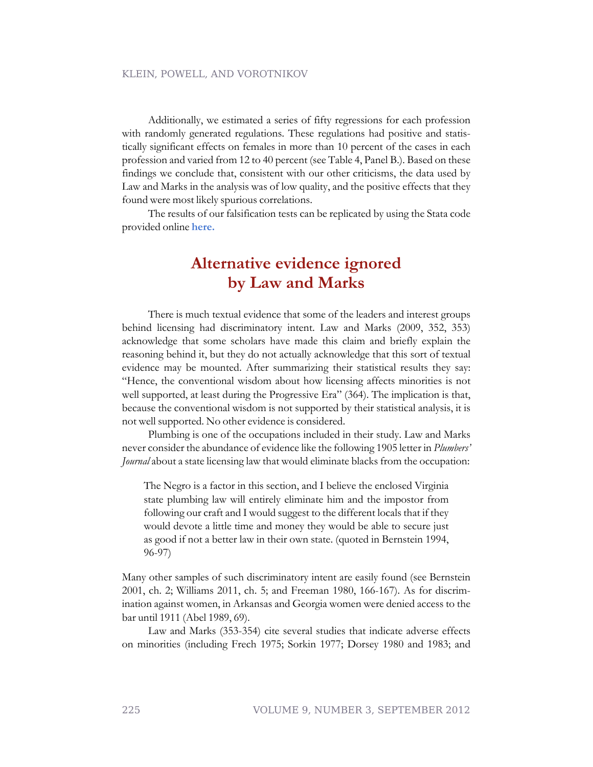Additionally, we estimated a series of fifty regressions for each profession with randomly generated regulations. These regulations had positive and statistically significant effects on females in more than 10 percent of the cases in each profession and varied from 12 to 40 percent (see Table 4, Panel B.). Based on these findings we conclude that, consistent with our other criticisms, the data used by Law and Marks in the analysis was of low quality, and the positive effects that they found were most likely spurious correlations.

The results of our falsification tests can be replicated by using the Stata code provided online **here.**

## Alternative evidence ignored by Law and Marks

There is much textual evidence that some of the leaders and interest groups behind licensing had discriminatory intent. Law and Marks (2009, 352, 353) acknowledge that some scholars have made this claim and briefly explain the reasoning behind it, but they do not actually acknowledge that this sort of textual evidence may be mounted. After summarizing their statistical results they say: "Hence, the conventional wisdom about how licensing affects minorities is not well supported, at least during the Progressive Era" (364). The implication is that, because the conventional wisdom is not supported by their statistical analysis, it is not well supported. No other evidence is considered.

Plumbing is one of the occupations included in their study. Law and Marks never consider the abundance of evidence like the following 1905 letter in *Plumbers' Journal* about a state licensing law that would eliminate blacks from the occupation:

> The Negro is a factor in this section, and I believe the enclosed Virginia state plumbing law will entirely eliminate him and the impostor from following our craft and I would suggest to the different locals that if they would devote a little time and money they would be able to secure just as good if not a better law in their own state. (quoted in Bernstein 1994, 96-97)

Many other samples of such discriminatory intent are easily found (see Bernstein 2001, ch. 2; Williams 2011, ch. 5; and Freeman 1980, 166-167). As for discrimination against women, in Arkansas and Georgia women were denied access to the bar until 1911 (Abel 1989, 69).

Law and Marks (353-354) cite several studies that indicate adverse effects on minorities (including Frech 1975; Sorkin 1977; Dorsey 1980 and 1983; and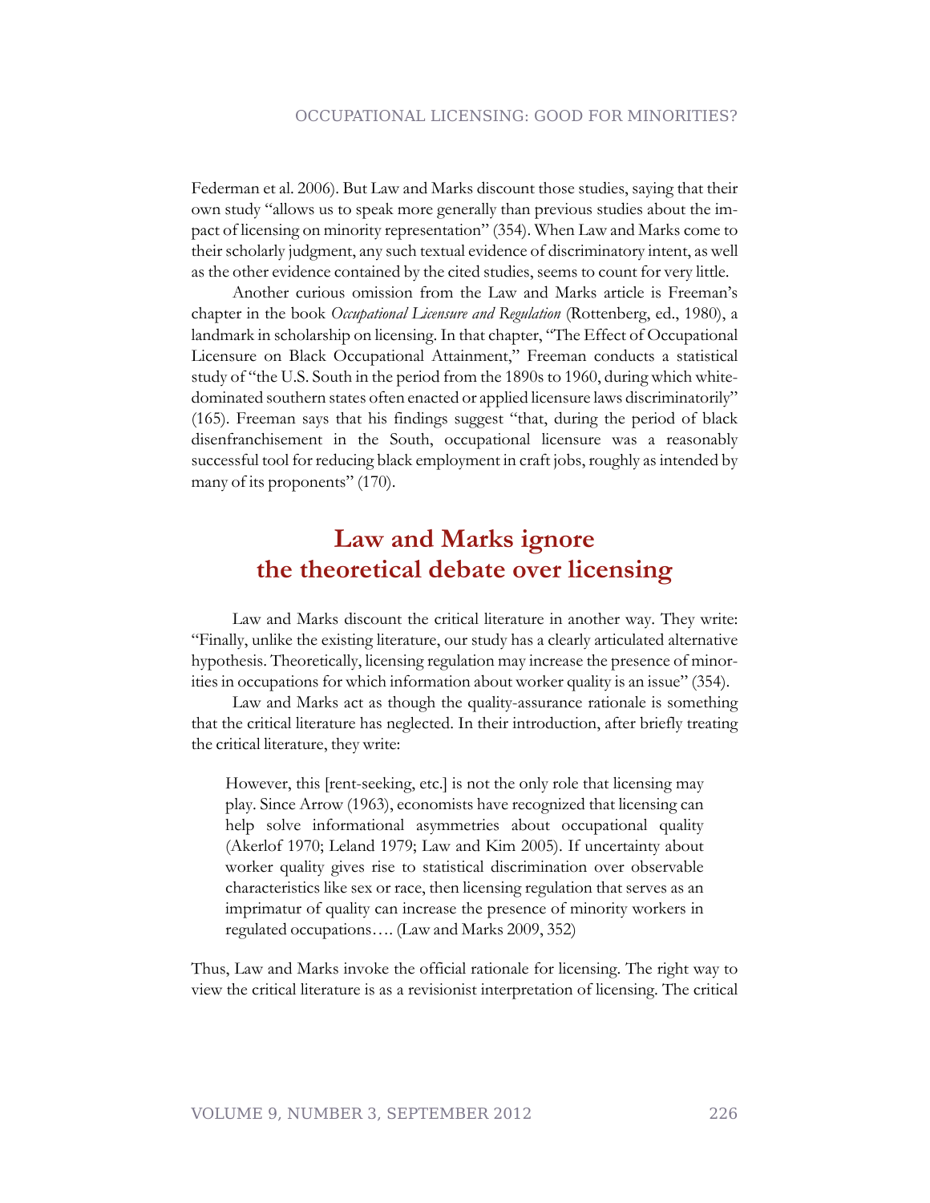Federman et al. 2006). But Law and Marks discount those studies, saying that their own study "allows us to speak more generally than previous studies about the impact of licensing on minority representation" (354). When Law and Marks come to their scholarly judgment, any such textual evidence of discriminatory intent, as well as the other evidence contained by the cited studies, seems to count for very little.

Another curious omission from the Law and Marks article is Freeman's chapter in the book *Occupational Licensure and Regulation* (Rottenberg, ed., 1980), a landmark in scholarship on licensing. In that chapter, "The Effect of Occupational Licensure on Black Occupational Attainment," Freeman conducts a statistical study of "the U.S. South in the period from the 1890s to 1960, during which white-dominated southern states often enacted or applied licensure laws discriminatorily" (165). Freeman says that his findings suggest "that, during the period of black disenfranchisement in the South, occupational licensure was a reasonably successful tool for reducing black employment in craft jobs, roughly as intended by many of its proponents" (170).

## Law and Marks ignore the theoretical debate over licensing

Law and Marks discount the critical literature in another way. They write: "Finally, unlike the existing literature, our study has a clearly articulated alternative hypothesis. Theoretically, licensing regulation may increase the presence of minorities in occupations for which information about worker quality is an issue" (354).

Law and Marks act as though the quality-assurance rationale is something that the critical literature has neglected. In their introduction, after briefly treating the critical literature, they write:

> However, this [rent-seeking, etc.] is not the only role that licensing may play. Since Arrow (1963), economists have recognized that licensing can help solve informational asymmetries about occupational quality (Akerlof 1970; Leland 1979; Law and Kim 2005). If uncertainty about worker quality gives rise to statistical discrimination over observable characteristics like sex or race, then licensing regulation that serves as an imprimatur of quality can increase the presence of minority workers in regulated occupations…. (Law and Marks 2009, 352)

Thus, Law and Marks invoke the official rationale for licensing. The right way to view the critical literature is as a revisionist interpretation of licensing. The critical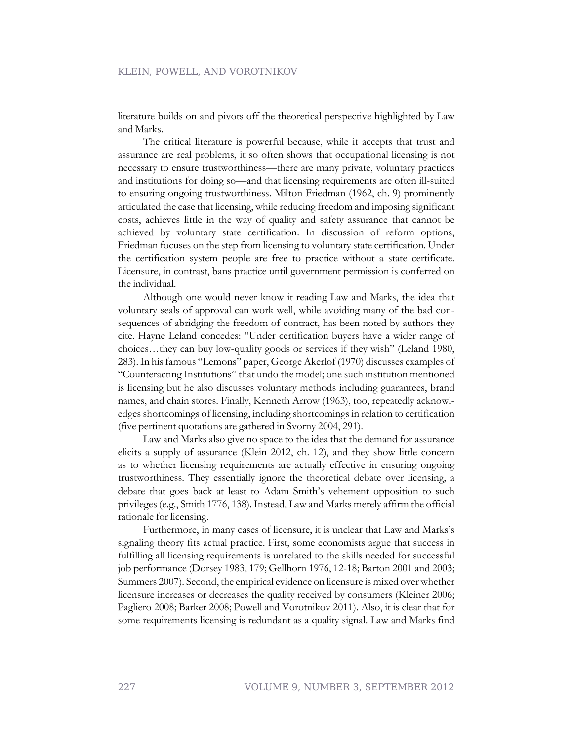literature builds on and pivots off the theoretical perspective highlighted by Law and Marks.

The critical literature is powerful because, while it accepts that trust and assurance are real problems, it so often shows that occupational licensing is not necessary to ensure trustworthiness—there are many private, voluntary practices and institutions for doing so—and that licensing requirements are often ill-suited to ensuring ongoing trustworthiness. Milton Friedman (1962, ch. 9) prominently articulated the case that licensing, while reducing freedom and imposing significant costs, achieves little in the way of quality and safety assurance that cannot be achieved by voluntary state certification. In discussion of reform options, Friedman focuses on the step from licensing to voluntary state certification. Under the certification system people are free to practice without a state certificate. Licensure, in contrast, bans practice until government permission is conferred on the individual.

Although one would never know it reading Law and Marks, the idea that voluntary seals of approval can work well, while avoiding many of the bad consequences of abridging the freedom of contract, has been noted by authors they cite. Hayne Leland concedes: "Under certification buyers have a wider range of choices…they can buy low-quality goods or services if they wish" (Leland 1980, 283). In his famous "Lemons" paper, George Akerlof (1970) discusses examples of "Counteracting Institutions" that undo the model; one such institution mentioned is licensing but he also discusses voluntary methods including guarantees, brand names, and chain stores. Finally, Kenneth Arrow (1963), too, repeatedly acknowledges shortcomings of licensing, including shortcomings in relation to certification (five pertinent quotations are gathered in Svorny 2004, 291).

Law and Marks also give no space to the idea that the demand for assurance elicits a supply of assurance (Klein 2012, ch. 12), and they show little concern as to whether licensing requirements are actually effective in ensuring ongoing trustworthiness. They essentially ignore the theoretical debate over licensing, a debate that goes back at least to Adam Smith's vehement opposition to such privileges (e.g., Smith 1776, 138). Instead, Law and Marks merely affirm the official rationale for licensing.

Furthermore, in many cases of licensure, it is unclear that Law and Marks's signaling theory fits actual practice. First, some economists argue that success in fulfilling all licensing requirements is unrelated to the skills needed for successful job performance (Dorsey 1983, 179; Gellhorn 1976, 12-18; Barton 2001 and 2003; Summers 2007). Second, the empirical evidence on licensure is mixed over whether licensure increases or decreases the quality received by consumers (Kleiner 2006; Pagliero 2008; Barker 2008; Powell and Vorotnikov 2011). Also, it is clear that for some requirements licensing is redundant as a quality signal. Law and Marks find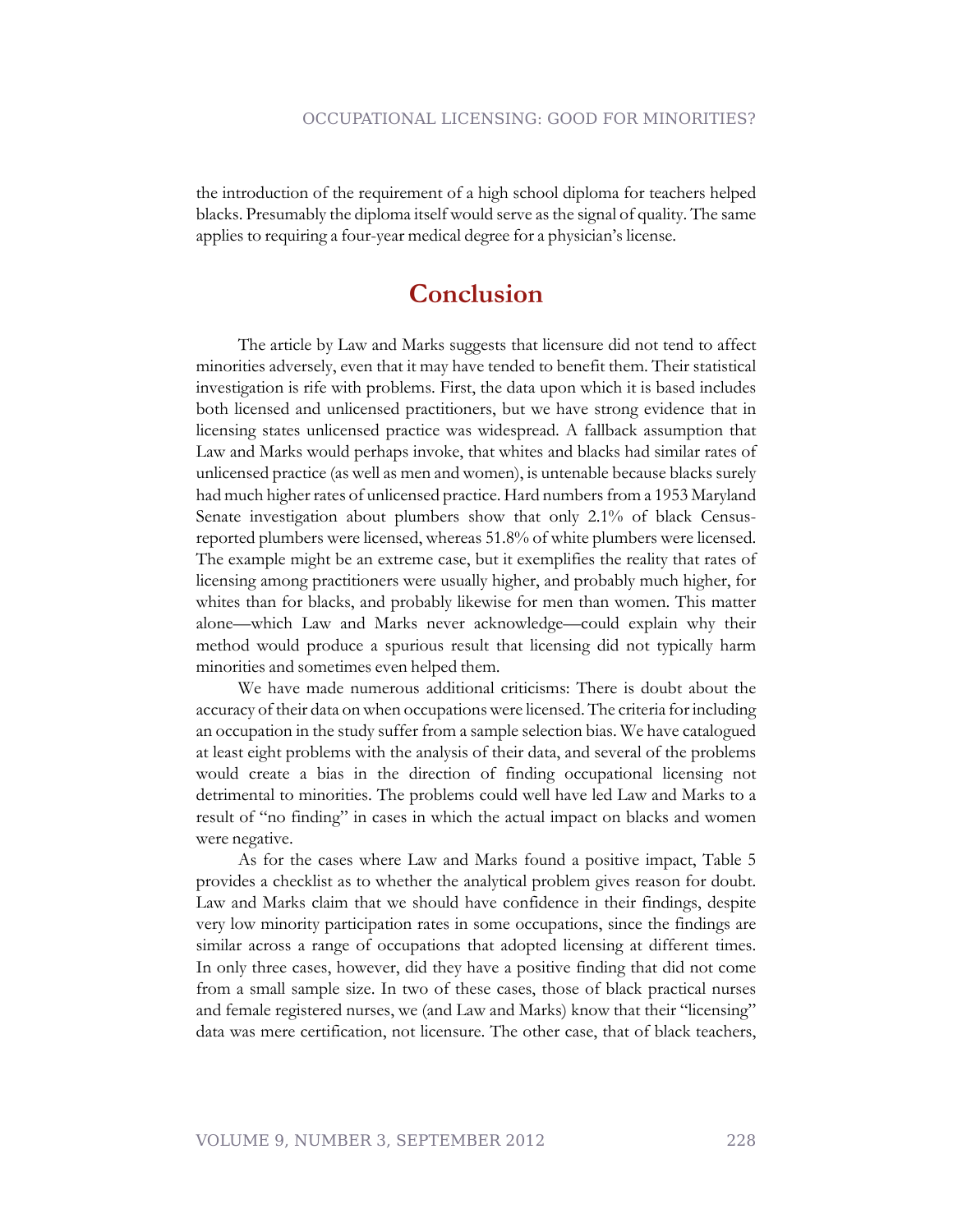the introduction of the requirement of a high school diploma for teachers helped blacks. Presumably the diploma itself would serve as the signal of quality. The same applies to requiring a four-year medical degree for a physician's license.

## Conclusion

The article by Law and Marks suggests that licensure did not tend to affect minorities adversely, even that it may have tended to benefit them. Their statistical investigation is rife with problems. First, the data upon which it is based includes both licensed and unlicensed practitioners, but we have strong evidence that in licensing states unlicensed practice was widespread. A fallback assumption that Law and Marks would perhaps invoke, that whites and blacks had similar rates of unlicensed practice (as well as men and women), is untenable because blacks surely had much higher rates of unlicensed practice. Hard numbers from a 1953 Maryland Senate investigation about plumbers show that only 2.1% of black Census-reported plumbers were licensed, whereas 51.8% of white plumbers were licensed. The example might be an extreme case, but it exemplifies the reality that rates of licensing among practitioners were usually higher, and probably much higher, for whites than for blacks, and probably likewise for men than women. This matter alone—which Law and Marks never acknowledge—could explain why their method would produce a spurious result that licensing did not typically harm minorities and sometimes even helped them.

We have made numerous additional criticisms: There is doubt about the accuracy of their data on when occupations were licensed. The criteria for including an occupation in the study suffer from a sample selection bias. We have catalogued at least eight problems with the analysis of their data, and several of the problems would create a bias in the direction of finding occupational licensing not detrimental to minorities. The problems could well have led Law and Marks to a result of "no finding" in cases in which the actual impact on blacks and women were negative.

As for the cases where Law and Marks found a positive impact, Table 5 provides a checklist as to whether the analytical problem gives reason for doubt. Law and Marks claim that we should have confidence in their findings, despite very low minority participation rates in some occupations, since the findings are similar across a range of occupations that adopted licensing at different times. In only three cases, however, did they have a positive finding that did not come from a small sample size. In two of these cases, those of black practical nurses and female registered nurses, we (and Law and Marks) know that their "licensing" data was mere certification, not licensure. The other case, that of black teachers,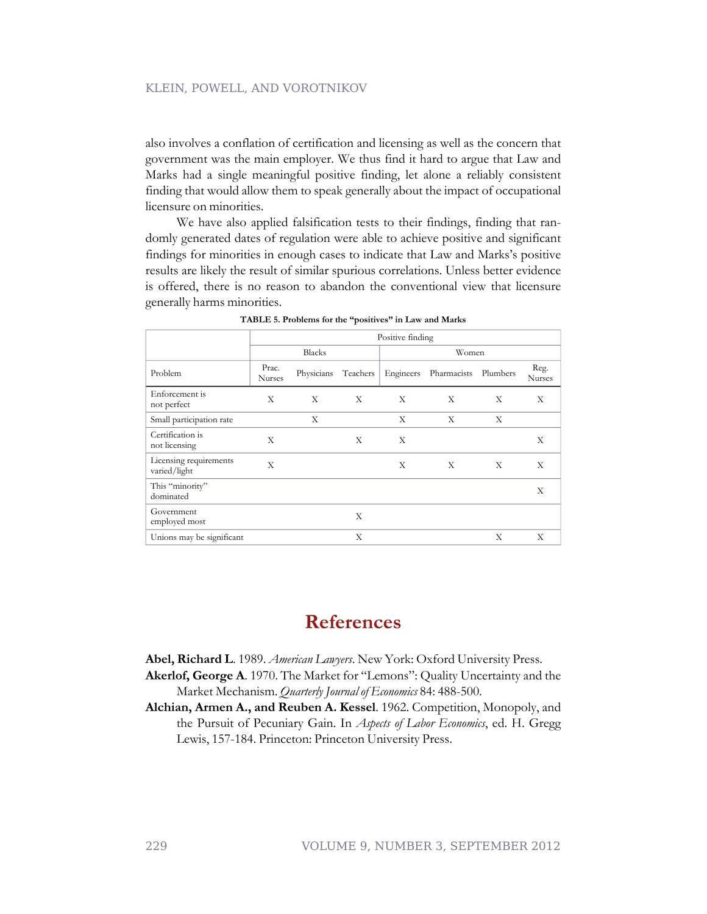also involves a conflation of certification and licensing as well as the concern that government was the main employer. We thus find it hard to argue that Law and Marks had a single meaningful positive finding, let alone a reliably consistent finding that would allow them to speak generally about the impact of occupational licensure on minorities.

We have also applied falsification tests to their findings, finding that randomly generated dates of regulation were able to achieve positive and significant findings for minorities in enough cases to indicate that Law and Marks's positive results are likely the result of similar spurious correlations. Unless better evidence is offered, there is no reason to abandon the conventional view that licensure generally harms minorities.

**TABLE 5. Problems for the "positives" in Law and Marks**

| | Positive finding | | | | | | |
|---|---|---|---|---|---|---|---|
| | Blacks | | | Women | | | |
| Problem | Prac. Nurses | Physicians | Teachers | Engineers | Pharmacists | Plumbers | Reg. Nurses |
| Enforcement is not perfect | X | X | X | X | X | X | X |
| Small participation rate | | X | | X | X | X | |
| Certification is not licensing | X | | X | X | | | X |
| Licensing requirements varied/light | X | | | X | X | X | X |
| This "minority" dominated | | | | | | | X |
| Government employed most | | | X | | | | |
| Unions may be significant | | | X | | | X | X |

# References

**Abel, Richard L**. 1989. *American Lawyers*. New York: Oxford University Press.

**Akerlof, George A**. 1970. The Market for "Lemons": Quality Uncertainty and the Market Mechanism. *Quarterly Journal of Economics* 84: 488-500.

**Alchian, Armen A., and Reuben A. Kessel**. 1962. Competition, Monopoly, and the Pursuit of Pecuniary Gain. In *Aspects of Labor Economics*, ed. H. Gregg Lewis, 157-184. Princeton: Princeton University Press.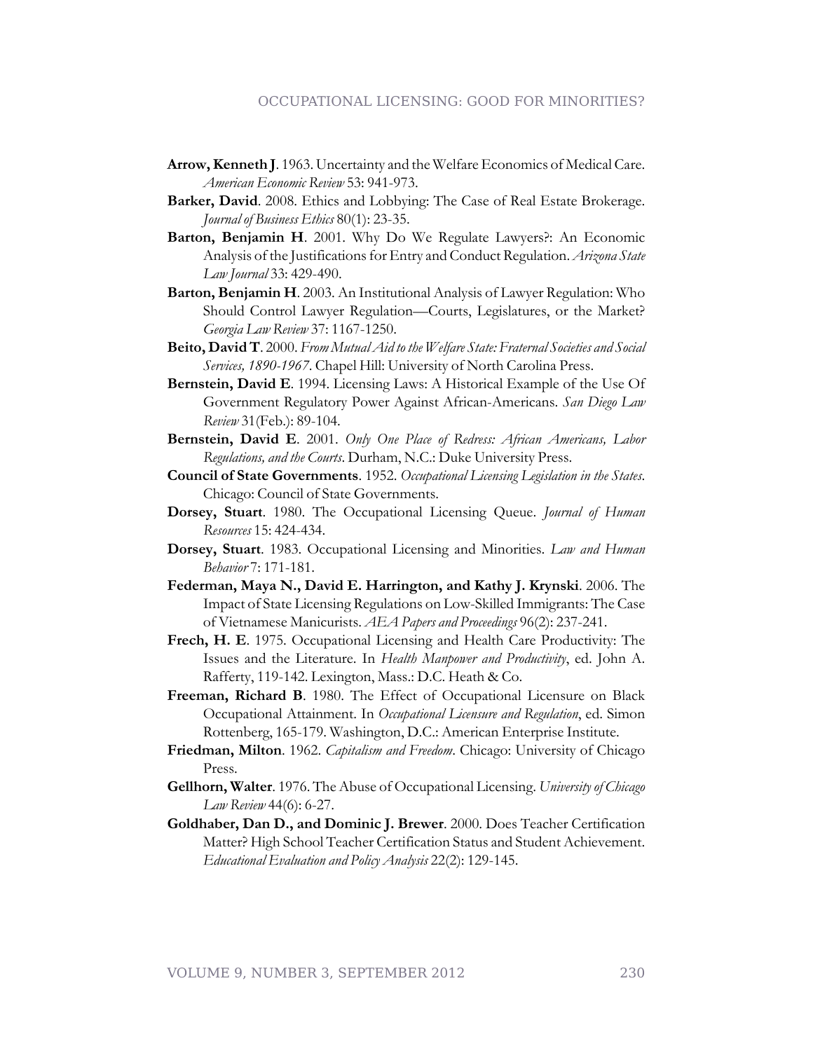**Arrow, Kenneth J**. 1963. Uncertainty and the Welfare Economics of Medical Care. *American Economic Review* 53: 941-973.

**Barker, David**. 2008. Ethics and Lobbying: The Case of Real Estate Brokerage. *Journal of Business Ethics* 80(1): 23-35.

**Barton, Benjamin H**. 2001. Why Do We Regulate Lawyers?: An Economic Analysis of the Justifications for Entry and Conduct Regulation. *Arizona State Law Journal* 33: 429-490.

**Barton, Benjamin H**. 2003. An Institutional Analysis of Lawyer Regulation: Who Should Control Lawyer Regulation—Courts, Legislatures, or the Market? *Georgia Law Review* 37: 1167-1250.

**Beito, David T**. 2000. *From Mutual Aid to the Welfare State: Fraternal Societies and Social Services, 1890-1967*. Chapel Hill: University of North Carolina Press.

**Bernstein, David E**. 1994. Licensing Laws: A Historical Example of the Use Of Government Regulatory Power Against African-Americans. *San Diego Law Review* 31(Feb.): 89-104.

**Bernstein, David E**. 2001. *Only One Place of Redress: African Americans, Labor Regulations, and the Courts*. Durham, N.C.: Duke University Press.

**Council of State Governments**. 1952. *Occupational Licensing Legislation in the States*. Chicago: Council of State Governments.

**Dorsey, Stuart**. 1980. The Occupational Licensing Queue. *Journal of Human Resources* 15: 424-434.

**Dorsey, Stuart**. 1983. Occupational Licensing and Minorities. *Law and Human Behavior* 7: 171-181.

**Federman, Maya N., David E. Harrington, and Kathy J. Krynski**. 2006. The Impact of State Licensing Regulations on Low-Skilled Immigrants: The Case of Vietnamese Manicurists. *AEA Papers and Proceedings* 96(2): 237-241.

**Frech, H. E**. 1975. Occupational Licensing and Health Care Productivity: The Issues and the Literature. In *Health Manpower and Productivity*, ed. John A. Rafferty, 119-142. Lexington, Mass.: D.C. Heath & Co.

**Freeman, Richard B**. 1980. The Effect of Occupational Licensure on Black Occupational Attainment. In *Occupational Licensure and Regulation*, ed. Simon Rottenberg, 165-179. Washington, D.C.: American Enterprise Institute.

**Friedman, Milton**. 1962. *Capitalism and Freedom*. Chicago: University of Chicago Press.

**Gellhorn, Walter**. 1976. The Abuse of Occupational Licensing. *University of Chicago Law Review* 44(6): 6-27.

**Goldhaber, Dan D., and Dominic J. Brewer**. 2000. Does Teacher Certification Matter? High School Teacher Certification Status and Student Achievement. *Educational Evaluation and Policy Analysis* 22(2): 129-145.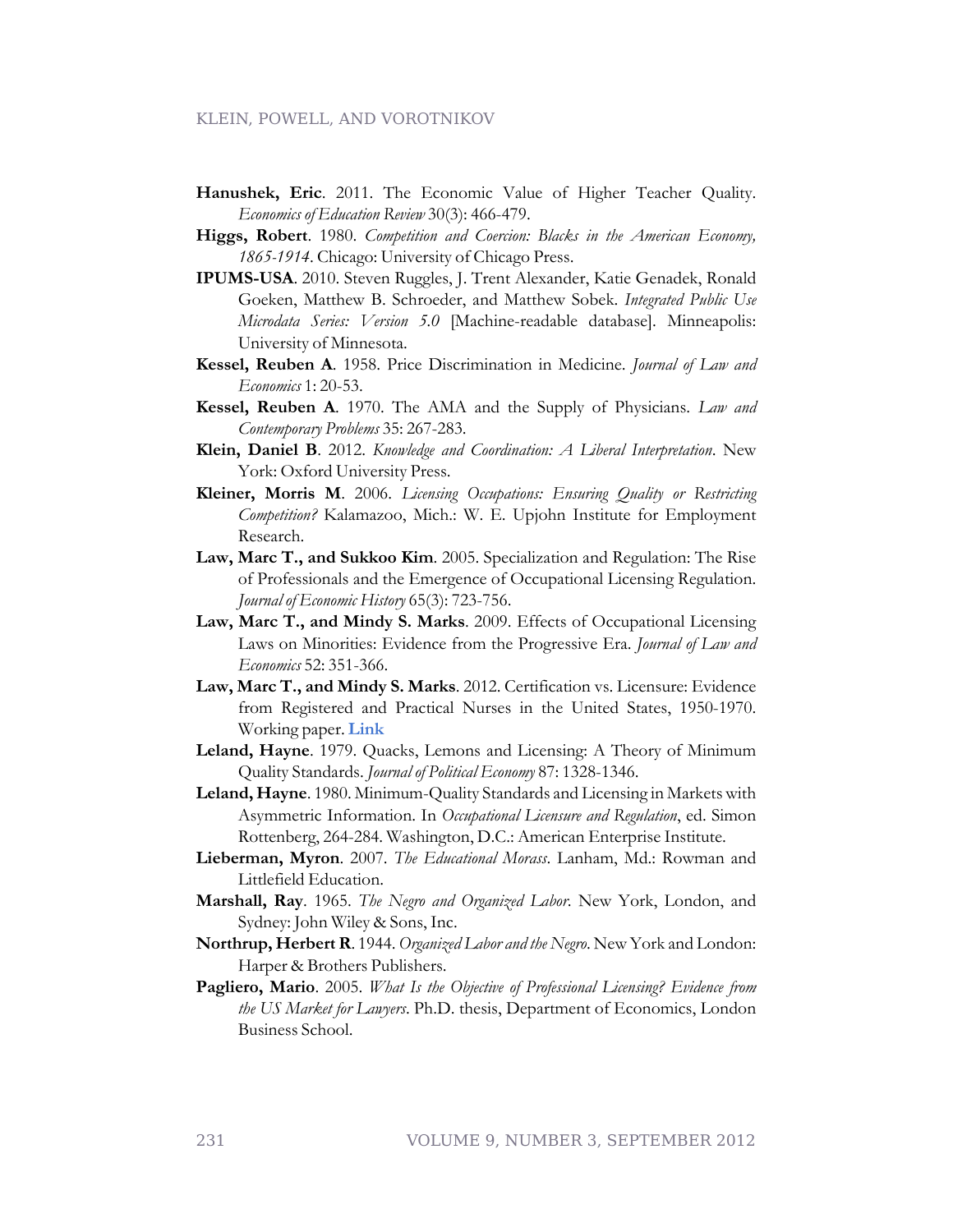**Hanushek, Eric**. 2011. The Economic Value of Higher Teacher Quality. *Economics of Education Review* 30(3): 466-479.

**Higgs, Robert**. 1980. *Competition and Coercion: Blacks in the American Economy, 1865-1914*. Chicago: University of Chicago Press.

**IPUMS-USA**. 2010. Steven Ruggles, J. Trent Alexander, Katie Genadek, Ronald Goeken, Matthew B. Schroeder, and Matthew Sobek. *Integrated Public Use Microdata Series: Version 5.0* [Machine-readable database]. Minneapolis: University of Minnesota.

**Kessel, Reuben A**. 1958. Price Discrimination in Medicine. *Journal of Law and Economics* 1: 20-53.

**Kessel, Reuben A**. 1970. The AMA and the Supply of Physicians. *Law and Contemporary Problems* 35: 267-283.

**Klein, Daniel B**. 2012. *Knowledge and Coordination: A Liberal Interpretation*. New York: Oxford University Press.

**Kleiner, Morris M**. 2006. *Licensing Occupations: Ensuring Quality or Restricting Competition?* Kalamazoo, Mich.: W. E. Upjohn Institute for Employment Research.

**Law, Marc T., and Sukkoo Kim**. 2005. Specialization and Regulation: The Rise of Professionals and the Emergence of Occupational Licensing Regulation. *Journal of Economic History* 65(3): 723-756.

**Law, Marc T., and Mindy S. Marks**. 2009. Effects of Occupational Licensing Laws on Minorities: Evidence from the Progressive Era. *Journal of Law and Economics* 52: 351-366.

**Law, Marc T., and Mindy S. Marks**. 2012. Certification vs. Licensure: Evidence from Registered and Practical Nurses in the United States, 1950-1970. Working paper. **Link**

**Leland, Hayne**. 1979. Quacks, Lemons and Licensing: A Theory of Minimum Quality Standards. *Journal of Political Economy* 87: 1328-1346.

**Leland, Hayne**. 1980. Minimum-Quality Standards and Licensing in Markets with Asymmetric Information. In *Occupational Licensure and Regulation*, ed. Simon Rottenberg, 264-284. Washington, D.C.: American Enterprise Institute.

**Lieberman, Myron**. 2007. *The Educational Morass*. Lanham, Md.: Rowman and Littlefield Education.

**Marshall, Ray**. 1965. *The Negro and Organized Labor*. New York, London, and Sydney: John Wiley & Sons, Inc.

**Northrup, Herbert R**. 1944. *Organized Labor and the Negro*. New York and London: Harper & Brothers Publishers.

**Pagliero, Mario**. 2005. *What Is the Objective of Professional Licensing? Evidence from the US Market for Lawyers*. Ph.D. thesis, Department of Economics, London Business School.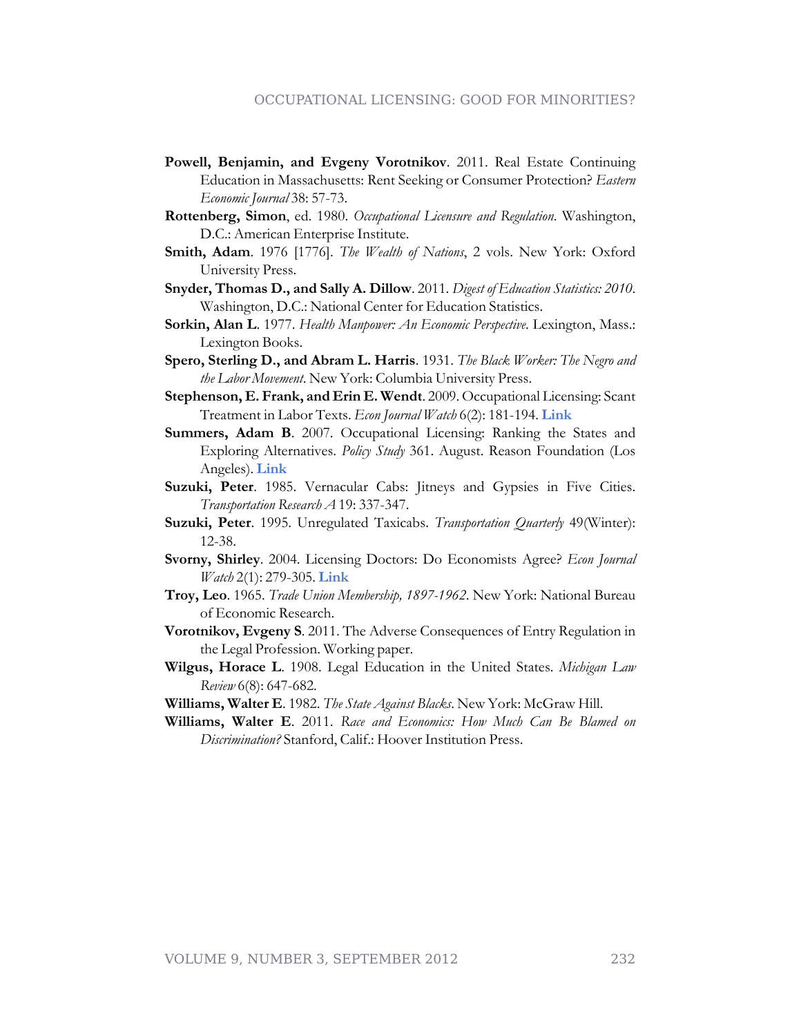**Powell, Benjamin, and Evgeny Vorotnikov**. 2011. Real Estate Continuing Education in Massachusetts: Rent Seeking or Consumer Protection? *Eastern Economic Journal* 38: 57-73.

**Rottenberg, Simon**, ed. 1980. *Occupational Licensure and Regulation*. Washington, D.C.: American Enterprise Institute.

**Smith, Adam**. 1976 [1776]. *The Wealth of Nations*, 2 vols. New York: Oxford University Press.

**Snyder, Thomas D., and Sally A. Dillow**. 2011. *Digest of Education Statistics: 2010*. Washington, D.C.: National Center for Education Statistics.

**Sorkin, Alan L**. 1977. *Health Manpower: An Economic Perspective*. Lexington, Mass.: Lexington Books.

**Spero, Sterling D., and Abram L. Harris**. 1931. *The Black Worker: The Negro and the Labor Movement*. New York: Columbia University Press.

**Stephenson, E. Frank, and Erin E. Wendt**. 2009. Occupational Licensing: Scant Treatment in Labor Texts. *Econ Journal Watch* 6(2): 181-194. **Link**

**Summers, Adam B**. 2007. Occupational Licensing: Ranking the States and Exploring Alternatives. *Policy Study* 361. August. Reason Foundation (Los Angeles). **Link**

**Suzuki, Peter**. 1985. Vernacular Cabs: Jitneys and Gypsies in Five Cities. *Transportation Research A* 19: 337-347.

**Suzuki, Peter**. 1995. Unregulated Taxicabs. *Transportation Quarterly* 49(Winter): 12-38.

**Svorny, Shirley**. 2004. Licensing Doctors: Do Economists Agree? *Econ Journal Watch* 2(1): 279-305. **Link**

**Troy, Leo**. 1965. *Trade Union Membership, 1897-1962*. New York: National Bureau of Economic Research.

**Vorotnikov, Evgeny S**. 2011. The Adverse Consequences of Entry Regulation in the Legal Profession. Working paper.

**Wilgus, Horace L**. 1908. Legal Education in the United States. *Michigan Law Review* 6(8): 647-682.

**Williams, Walter E**. 1982. *The State Against Blacks*. New York: McGraw Hill.

**Williams, Walter E**. 2011. *Race and Economics: How Much Can Be Blamed on Discrimination?* Stanford, Calif.: Hoover Institution Press.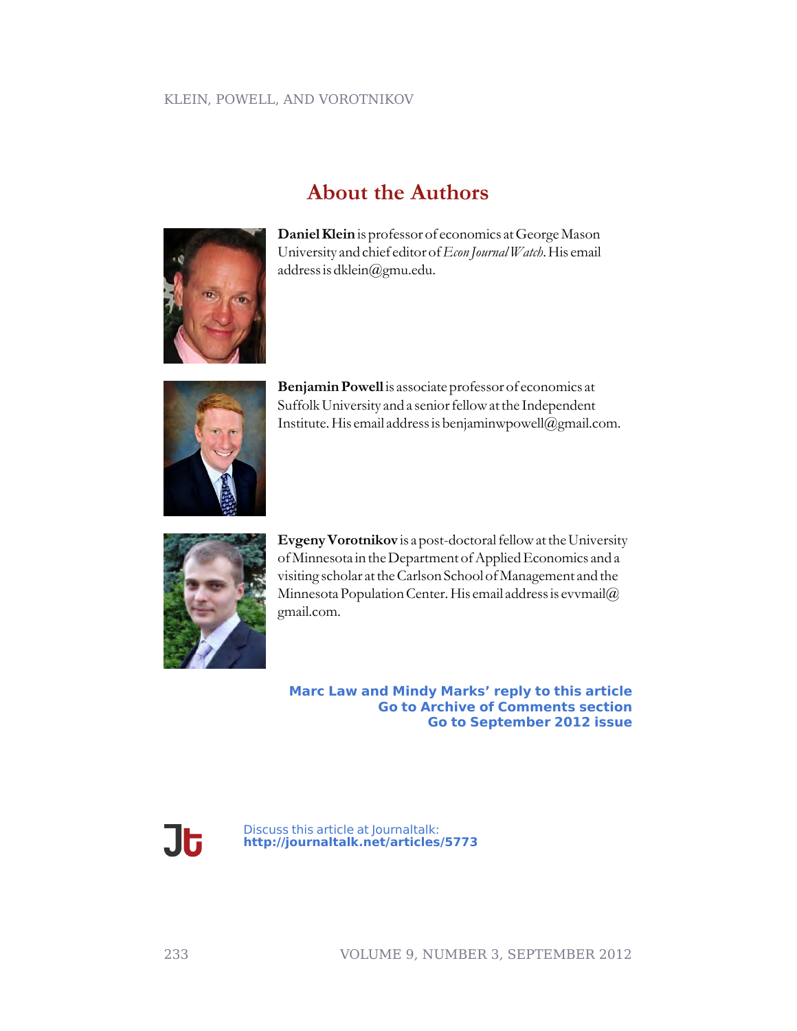## About the Authors

**Daniel Klein** is professor of economics at George Mason University and chief editor of *Econ Journal Watch*. His email address is dklein@gmu.edu.

**Benjamin Powell** is associate professor of economics at Suffolk University and a senior fellow at the Independent Institute. His email address is benjaminwpowell@gmail.com.

**Evgeny Vorotnikov** is a post-doctoral fellow at the University of Minnesota in the Department of Applied Economics and a visiting scholar at the Carlson School of Management and the Minnesota Population Center. His email address is evvmail@gmail.com.

**Marc Law and Mindy Marks' reply to this article**
**Go to Archive of Comments section**
**Go to September 2012 issue**

Discuss this article at Journaltalk:
**http://journaltalk.net/articles/5773**